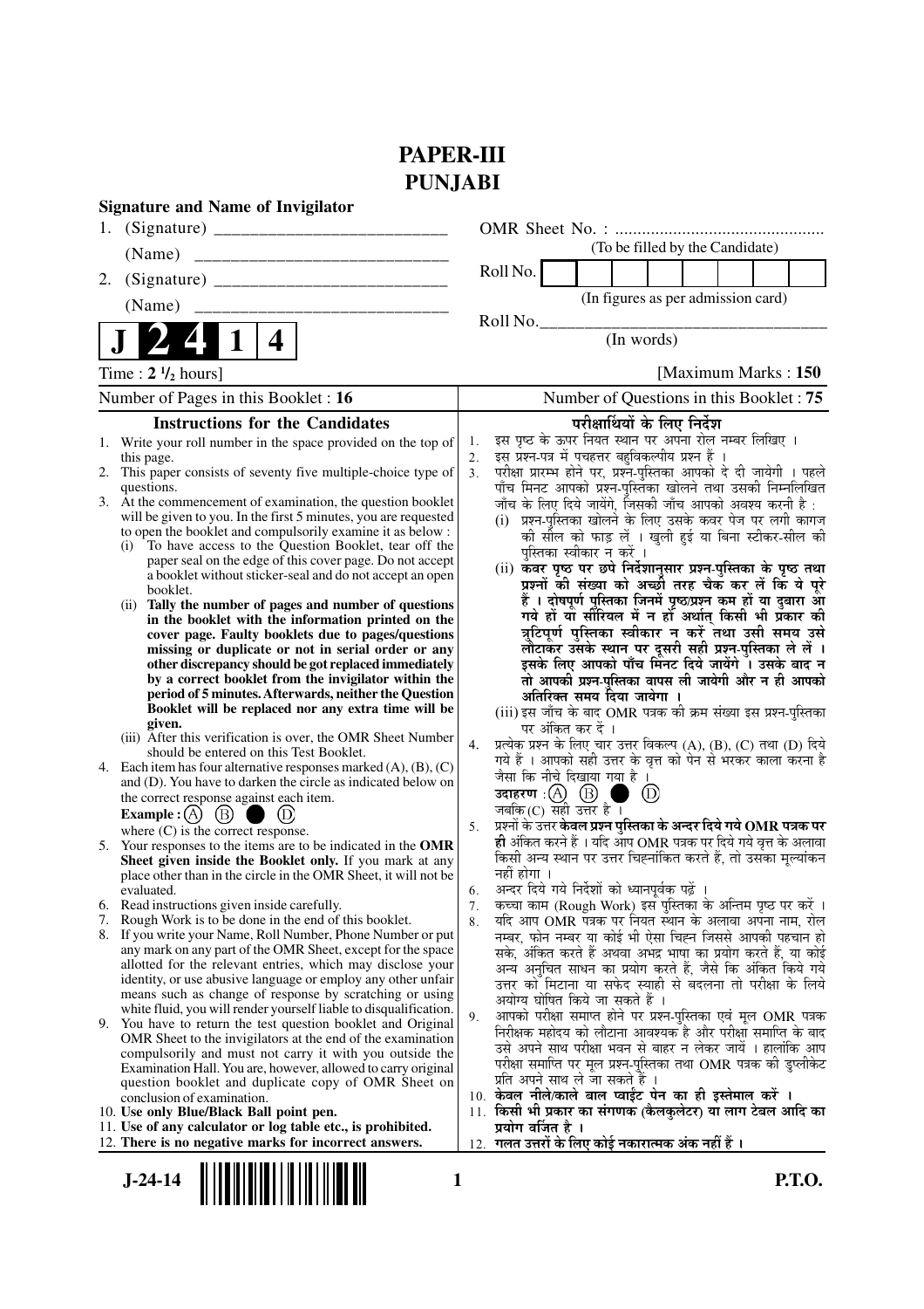# PAPER-III
# PUNJABI

**Signature and Name of Invigilator**

1. (Signature) __________________________

   (Name) __________________________

2. (Signature) __________________________

   (Name) __________________________

OMR Sheet No. : ...............................................

(To be filled by the Candidate)

Roll No. | | | | | | | | |

(In figures as per admission card)

Roll No.________________________________

(In words)

**J 2 4 1 4**

Time : **2 ½ hours**] [Maximum Marks : **150**

Number of Pages in this Booklet : **16**

Number of Questions in this Booklet : **75**

## Instructions for the Candidates

1. Write your roll number in the space provided on the top of this page.
2. This paper consists of seventy five multiple-choice type of questions.
3. At the commencement of examination, the question booklet will be given to you. In the first 5 minutes, you are requested to open the booklet and compulsorily examine it as below :
   (i) To have access to the Question Booklet, tear off the paper seal on the edge of this cover page. Do not accept a booklet without sticker-seal and do not accept an open booklet.
   (ii) **Tally the number of pages and number of questions in the booklet with the information printed on the cover page. Faulty booklets due to pages/questions missing or duplicate or not in serial order or any other discrepancy should be got replaced immediately by a correct booklet from the invigilator within the period of 5 minutes. Afterwards, neither the Question Booklet will be replaced nor any extra time will be given.**
   (iii) After this verification is over, the OMR Sheet Number should be entered on this Test Booklet.
4. Each item has four alternative responses marked (A), (B), (C) and (D). You have to darken the circle as indicated below on the correct response against each item.
   **Example :** (A) (B) ● (D)
   where (C) is the correct response.
5. Your responses to the items are to be indicated in the **OMR Sheet given inside the Booklet only.** If you mark at any place other than in the circle in the OMR Sheet, it will not be evaluated.
6. Read instructions given inside carefully.
7. Rough Work is to be done in the end of this booklet.
8. If you write your Name, Roll Number, Phone Number or put any mark on any part of the OMR Sheet, except for the space allotted for the relevant entries, which may disclose your identity, or use abusive language or employ any other unfair means such as change of response by scratching or using white fluid, you will render yourself liable to disqualification.
9. You have to return the test question booklet and Original OMR Sheet to the invigilators at the end of the examination compulsorily and must not carry it with you outside the Examination Hall. You are, however, allowed to carry original question booklet and duplicate copy of OMR Sheet on conclusion of examination.
10. **Use only Blue/Black Ball point pen.**
11. **Use of any calculator or log table etc., is prohibited.**
12. **There is no negative marks for incorrect answers.**

## परीक्षार्थियों के लिए निर्देश

1. इस पृष्ठ के ऊपर नियत स्थान पर अपना रोल नम्बर लिखिए ।
2. इस प्रश्न-पत्र में पचहत्तर बहुविकल्पीय प्रश्न हैं ।
3. परीक्षा प्रारम्भ होने पर, प्रश्न-पुस्तिका आपको दे दी जायेगी । पहले पाँच मिनट आपको प्रश्न-पुस्तिका खोलने तथा उसकी निम्नलिखित जाँच के लिए दिये जायेंगे, जिसकी जाँच आपको अवश्य करनी है :
   (i) प्रश्न-पुस्तिका खोलने के लिए उसके कवर पेज पर लगी कागज की सील को फाड़ लें । खुली हुई या बिना स्टीकर-सील की पुस्तिका स्वीकार न करें ।
   (ii) **कवर पृष्ठ पर छपे निर्देशानुसार प्रश्न-पुस्तिका के पृष्ठ तथा प्रश्नों की संख्या को अच्छी तरह चैक कर लें कि ये पूरे हैं । दोषपूर्ण पुस्तिका जिनमें पृष्ठ/प्रश्न कम हों या दुबारा आ गये हों या सीरियल में न हों अर्थात् किसी भी प्रकार की त्रुटिपूर्ण पुस्तिका स्वीकार न करें तथा उसी समय उसे लौटाकर उसके स्थान पर दूसरी सही प्रश्न-पुस्तिका ले लें । इसके लिए आपको पाँच मिनट दिये जायेंगे । उसके बाद न तो आपकी प्रश्न-पुस्तिका वापस ली जायेगी और न ही आपको अतिरिक्त समय दिया जायेगा ।**
   (iii) इस जाँच के बाद OMR पत्रक की क्रम संख्या इस प्रश्न-पुस्तिका पर अंकित कर दें ।
4. प्रत्येक प्रश्न के लिए चार उत्तर विकल्प (A), (B), (C) तथा (D) दिये गये हैं । आपको सही उत्तर के वृत्त को पेन से भरकर काला करना है जैसा कि नीचे दिखाया गया है ।
   **उदाहरण :** (A) (B) ● (D)
   जबकि (C) सही उत्तर है ।
5. प्रश्नों के उत्तर **केवल प्रश्न पुस्तिका के अन्दर दिये गये OMR पत्रक पर ही** अंकित करने हैं । यदि आप OMR पत्रक पर दिये गये वृत्त के अलावा किसी अन्य स्थान पर उत्तर चिह्नांकित करते हैं, तो उसका मूल्यांकन नहीं होगा ।
6. अन्दर दिये गये निर्देशों को ध्यानपूर्वक पढ़ें ।
7. कच्चा काम (Rough Work) इस पुस्तिका के अन्तिम पृष्ठ पर करें ।
8. यदि आप OMR पत्रक पर नियत स्थान के अलावा अपना नाम, रोल नम्बर, फोन नम्बर या कोई भी ऐसा चिह्न जिससे आपकी पहचान हो सके, अंकित करते हैं अथवा अभद्र भाषा का प्रयोग करते हैं, या कोई अन्य अनुचित साधन का प्रयोग करते हैं, जैसे कि अंकित किये गये उत्तर को मिटाना या सफेद स्याही से बदलना तो परीक्षा के लिये अयोग्य घोषित किये जा सकते हैं ।
9. आपको परीक्षा समाप्त होने पर प्रश्न-पुस्तिका एवं मूल OMR पत्रक निरीक्षक महोदय को लौटाना आवश्यक है और परीक्षा समाप्ति के बाद उसे अपने साथ परीक्षा भवन से बाहर न लेकर जायें । हालांकि आप परीक्षा समाप्ति पर मूल प्रश्न-पुस्तिका तथा OMR पत्रक की डुप्लीकेट प्रति अपने साथ ले जा सकते हैं ।
10. **केवल नीले/काले बाल प्वाईंट पेन का ही इस्तेमाल करें ।**
11. **किसी भी प्रकार का संगणक (कैलकुलेटर) या लाग टेबल आदि का प्रयोग वर्जित है ।**
12. **गलत उत्तरों के लिए कोई नकारात्मक अंक नहीं हैं ।**

**J-24-14** **P.T.O.**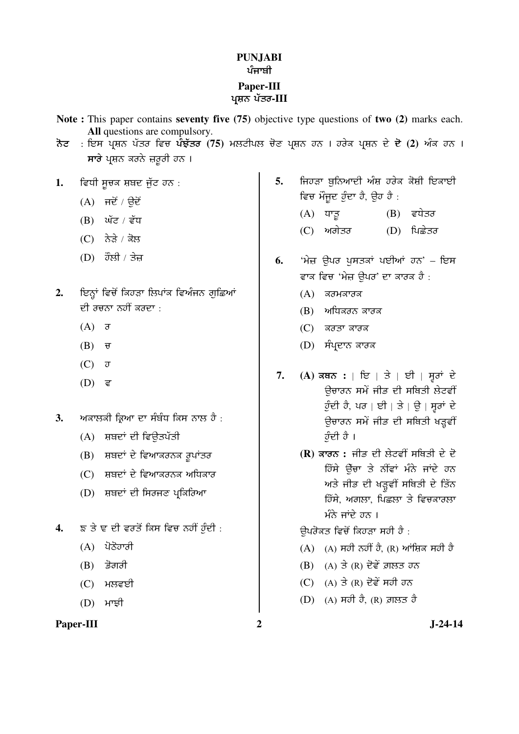# PUNJABI
## ਪੰਜਾਬੀ
## Paper-III
## ਪ੍ਰਸ਼ਨ ਪੱਤਰ-III

**Note :** This paper contains **seventy five (75)** objective type questions of **two (2)** marks each. **All** questions are compulsory.

**ਨੋਟ** : ਇਸ ਪ੍ਰਸ਼ਨ ਪੱਤਰ ਵਿਚ **ਪੰਝੱਤਰ (75)** ਮਲਟੀਪਲ ਚੋਣ ਪ੍ਰਸ਼ਨ ਹਨ । ਹਰੇਕ ਪ੍ਰਸ਼ਨ ਦੇ **ਦੋ (2)** ਅੰਕ ਹਨ । **ਸਾਰੇ** ਪ੍ਰਸ਼ਨ ਕਰਨੇ ਜ਼ਰੂਰੀ ਹਨ ।

**1.** ਵਿਧੀ ਸੂਚਕ ਸ਼ਬਦ ਜੁੱਟ ਹਨ :

(A) ਜਦੋਂ / ਉਦੋਂ

(B) ਘੱਟ / ਵੱਧ

(C) ਨੇੜੇ / ਕੋਲ

(D) ਹੌਲੀ / ਤੇਜ਼

**2.** ਇਨ੍ਹਾਂ ਵਿਚੋਂ ਕਿਹੜਾ ਲਿਪਾਂਕ ਵਿਅੰਜਨ ਗੁਛਿਆਂ ਦੀ ਰਚਨਾ ਨਹੀਂ ਕਰਦਾ :

(A) ਰ

(B) ਚ

(C) ਹ

(D) ਵ

**3.** ਅਕਾਲਕੀ ਕ੍ਰਿਆ ਦਾ ਸੰਬੰਧ ਕਿਸ ਨਾਲ ਹੈ :

(A) ਸ਼ਬਦਾਂ ਦੀ ਵਿਉਤਪੱਤੀ

(B) ਸ਼ਬਦਾਂ ਦੇ ਵਿਆਕਰਨਕ ਰੂਪਾਂਤਰ

(C) ਸ਼ਬਦਾਂ ਦੇ ਵਿਆਕਰਨਕ ਅਧਿਕਾਰ

(D) ਸ਼ਬਦਾਂ ਦੀ ਸਿਰਜਣ ਪ੍ਰਕਿਰਿਆ

**4.** ਙ ਤੇ ਞ ਦੀ ਵਰਤੋਂ ਕਿਸ ਵਿਚ ਨਹੀਂ ਹੁੰਦੀ :

(A) ਪੋਠੋਹਾਰੀ

(B) ਡੋਗਰੀ

(C) ਮਲਵਈ

(D) ਮਾਝੀ

**5.** ਜਿਹੜਾ ਬੁਨਿਆਦੀ ਅੰਸ਼ ਹਰੇਕ ਕੋਸ਼ੀ ਇਕਾਈ ਵਿਚ ਮੌਜੂਦ ਹੁੰਦਾ ਹੈ, ਉਹ ਹੈ :

(A) ਧਾਤੂ (B) ਵਧੇਤਰ

(C) ਅਗੇਤਰ (D) ਪਿਛੇਤਰ

**6.** 'ਮੇਜ਼ ਉਪਰ ਪੁਸਤਕਾਂ ਪਈਆਂ ਹਨ' – ਇਸ ਵਾਕ ਵਿਚ 'ਮੇਜ਼ ਉਪਰ' ਦਾ ਕਾਰਕ ਹੈ :

(A) ਕਰਮਕਾਰਕ

(B) ਅਧਿਕਰਨ ਕਾਰਕ

(C) ਕਰਤਾ ਕਾਰਕ

(D) ਸੰਪ੍ਰਦਾਨ ਕਾਰਕ

**7.** **(A) ਕਥਨ :** । ਇ । ਤੇ । ਈ । ਸੁਰਾਂ ਦੇ ਉਚਾਰਨ ਸਮੇਂ ਜੀਭ ਦੀ ਸਥਿਤੀ ਲੇਟਵੀਂ ਹੁੰਦੀ ਹੈ, ਪਰ । ਈ । ਤੇ । ਉ । ਸੁਰਾਂ ਦੇ ਉਚਾਰਨ ਸਮੇਂ ਜੀਭ ਦੀ ਸਥਿਤੀ ਖੜ੍ਹਵੀਂ ਹੁੰਦੀ ਹੈ ।

**(R) ਕਾਰਨ :** ਜੀਭ ਦੀ ਲੇਟਵੀਂ ਸਥਿਤੀ ਦੇ ਦੋ ਹਿੱਸੇ ਉੱਚਾ ਤੇ ਨੀਂਵਾਂ ਮੰਨੇ ਜਾਂਦੇ ਹਨ ਅਤੇ ਜੀਭ ਦੀ ਖੜ੍ਹਵੀਂ ਸਥਿਤੀ ਦੇ ਤਿੰਨ ਹਿੱਸੇ, ਅਗਲਾ, ਪਿਛਲਾ ਤੇ ਵਿਚਕਾਰਲਾ ਮੰਨੇ ਜਾਂਦੇ ਹਨ ।

ਉਪਰੋਕਤ ਵਿਚੋਂ ਕਿਹੜਾ ਸਹੀ ਹੈ :

(A) (A) ਸਹੀ ਨਹੀਂ ਹੈ, (R) ਆਂਸ਼ਿਕ ਸਹੀ ਹੈ

(B) (A) ਤੇ (R) ਦੋਵੇਂ ਗ਼ਲਤ ਹਨ

(C) (A) ਤੇ (R) ਦੋਵੇਂ ਸਹੀ ਹਨ

(D) (A) ਸਹੀ ਹੈ, (R) ਗ਼ਲਤ ਹੈ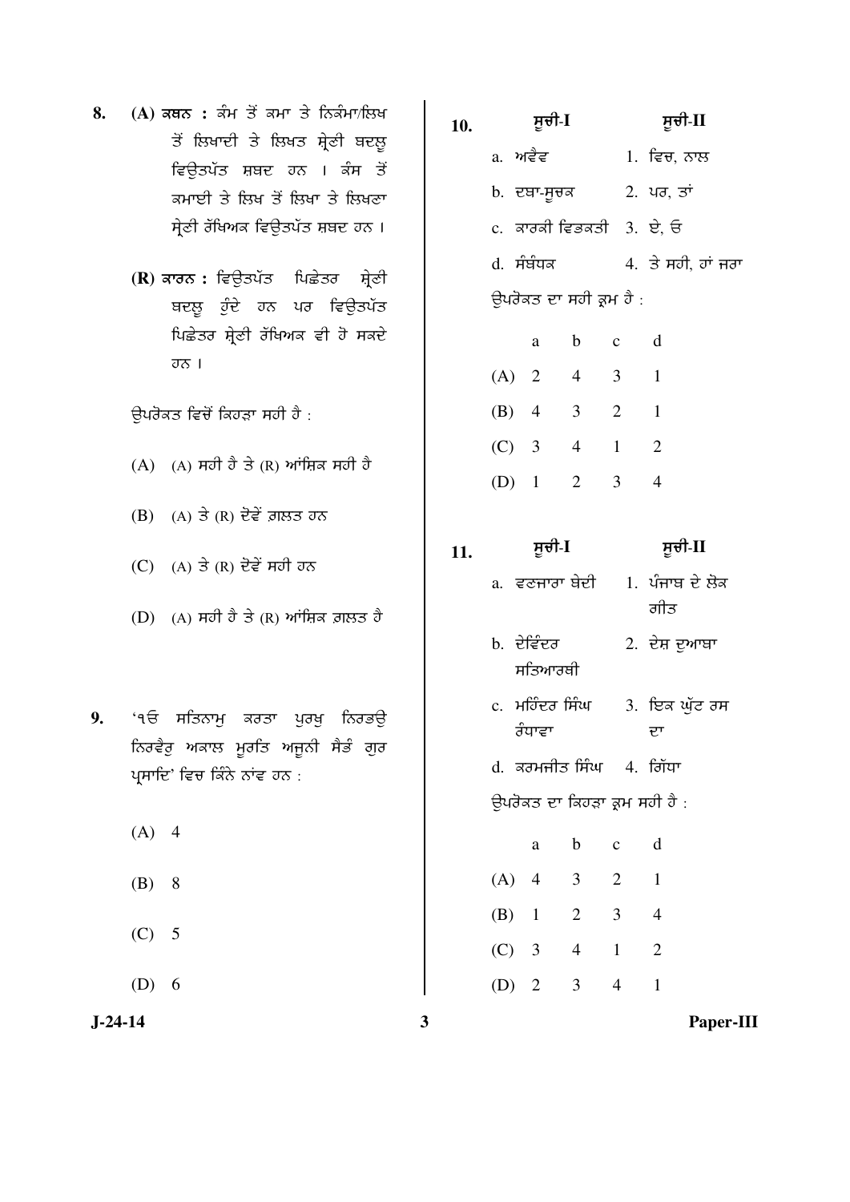**8.** **(A) ਕਥਨ :** ਕੰਮ ਤੋਂ ਕਮਾ ਤੇ ਨਿਕੰਮਾ/ਲਿਖ ਤੋਂ ਲਿਖਾਈ ਤੇ ਲਿਖਤ ਸ਼੍ਰੇਣੀ ਬਦਲੂ ਵਿਉਤਪੱਤ ਸ਼ਬਦ ਹਨ । ਕੰਮ ਤੋਂ ਕਮਾਈ ਤੇ ਲਿਖ ਤੋਂ ਲਿਖਾ ਤੇ ਲਿਖਣਾ ਸ਼੍ਰੇਣੀ ਰੱਖਿਅਕ ਵਿਉਤਪੱਤ ਸ਼ਬਦ ਹਨ ।

**(R) ਕਾਰਨ :** ਵਿਉਤਪੱਤ ਪਿਛੇਤਰ ਸ਼੍ਰੇਣੀ ਬਦਲੂ ਹੁੰਦੇ ਹਨ ਪਰ ਵਿਉਤਪੱਤ ਪਿਛੇਤਰ ਸ਼੍ਰੇਣੀ ਰੱਖਿਅਕ ਵੀ ਹੋ ਸਕਦੇ ਹਨ ।

ਉਪਰੋਕਤ ਵਿਚੋਂ ਕਿਹੜਾ ਸਹੀ ਹੈ :

(A) (A) ਸਹੀ ਹੈ ਤੇ (R) ਆਂਸ਼ਿਕ ਸਹੀ ਹੈ

(B) (A) ਤੇ (R) ਦੋਵੇਂ ਗ਼ਲਤ ਹਨ

(C) (A) ਤੇ (R) ਦੋਵੇਂ ਸਹੀ ਹਨ

(D) (A) ਸਹੀ ਹੈ ਤੇ (R) ਆਂਸ਼ਿਕ ਗ਼ਲਤ ਹੈ

**9.** '੧ੳ ਸਤਿਨਾਮੁ ਕਰਤਾ ਪੁਰਖੁ ਨਿਰਭਉ ਨਿਰਵੈਰੁ ਅਕਾਲ ਮੂਰਤਿ ਅਜੂਨੀ ਸੈਭੰ ਗੁਰ ਪ੍ਰਸਾਦਿ' ਵਿਚ ਕਿੰਨੇ ਨਾਂਵ ਹਨ :

(A) 4

(B) 8

(C) 5

(D) 6

**10.**

| ਸੂਚੀ-I | ਸੂਚੀ-II |
|---|---|
| a. ਅਵੈਵ | 1. ਵਿਚ, ਨਾਲ |
| b. ਦਬਾ-ਸੂਚਕ | 2. ਪਰ, ਤਾਂ |
| c. ਕਾਰਕੀ ਵਿਭਕਤੀ | 3. ਏ, ਓ |
| d. ਸੰਬੰਧਕ | 4. ਤੇ ਸਹੀ, ਹਾਂ ਜਰਾ |

ਉਪਰੋਕਤ ਦਾ ਸਹੀ ਕ੍ਰਮ ਹੈ :

| | a | b | c | d |
|---|---|---|---|---|
| (A) | 2 | 4 | 3 | 1 |
| (B) | 4 | 3 | 2 | 1 |
| (C) | 3 | 4 | 1 | 2 |
| (D) | 1 | 2 | 3 | 4 |

**11.**

| ਸੂਚੀ-I | ਸੂਚੀ-II |
|---|---|
| a. ਵਣਜਾਰਾ ਬੇਦੀ | 1. ਪੰਜਾਬ ਦੇ ਲੋਕ ਗੀਤ |
| b. ਦੇਵਿੰਦਰ ਸਤਿਆਰਥੀ | 2. ਦੇਸ਼ ਦੁਆਬਾ |
| c. ਮਹਿੰਦਰ ਸਿੰਘ ਰੰਧਾਵਾ | 3. ਇਕ ਘੁੱਟ ਰਸ ਦਾ |
| d. ਕਰਮਜੀਤ ਸਿੰਘ | 4. ਗਿੱਧਾ |

ਉਪਰੋਕਤ ਦਾ ਕਿਹੜਾ ਕ੍ਰਮ ਸਹੀ ਹੈ :

| | a | b | c | d |
|---|---|---|---|---|
| (A) | 4 | 3 | 2 | 1 |
| (B) | 1 | 2 | 3 | 4 |
| (C) | 3 | 4 | 1 | 2 |
| (D) | 2 | 3 | 4 | 1 |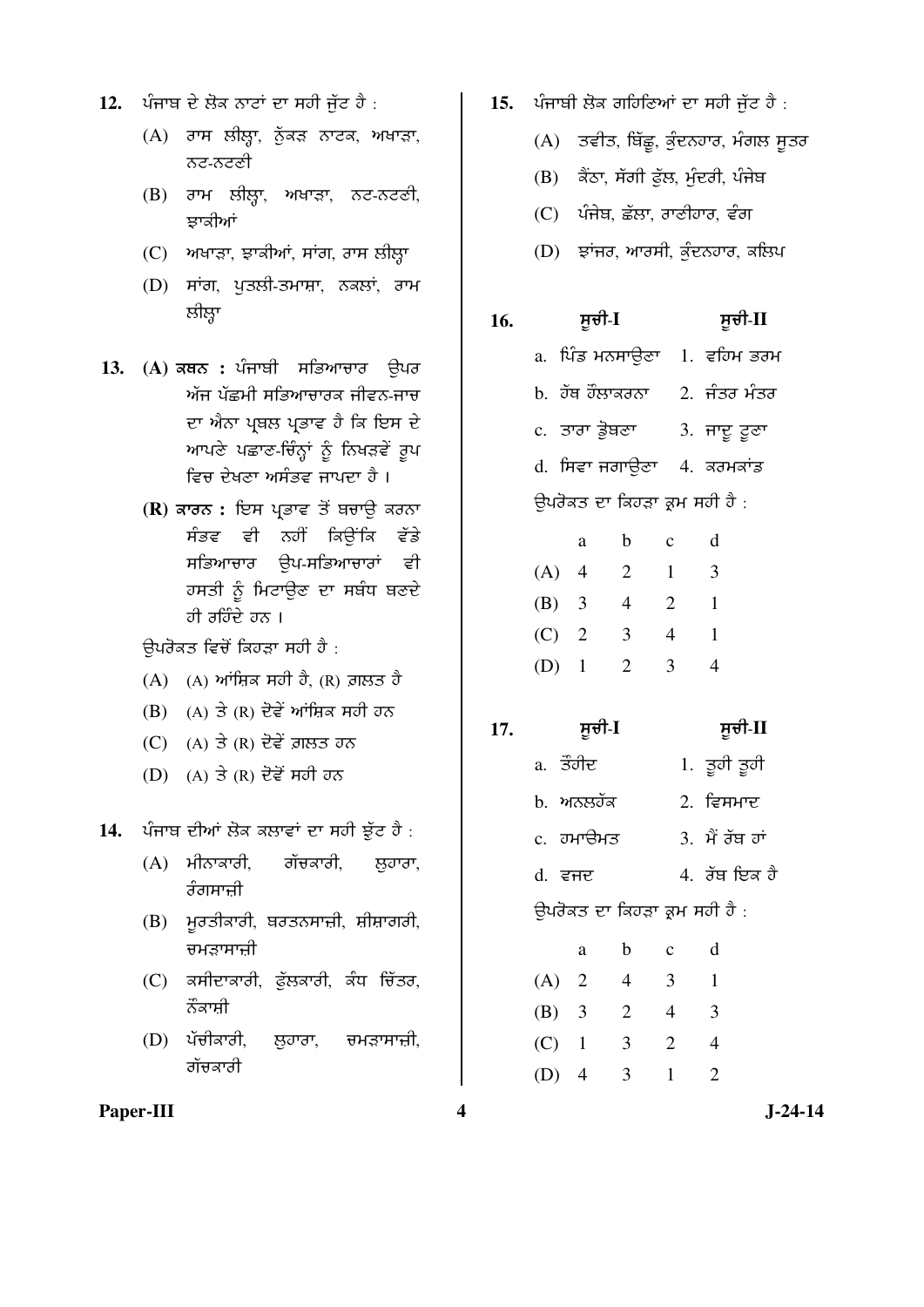12. ਪੰਜਾਬ ਦੇ ਲੋਕ ਨਾਟਾਂ ਦਾ ਸਹੀ ਜੁੱਟ ਹੈ :

    (A) ਰਾਸ ਲੀਲ੍ਹਾ, ਨੁੱਕੜ ਨਾਟਕ, ਅਖਾੜਾ, ਨਟ-ਨਟਣੀ

    (B) ਰਾਮ ਲੀਲ੍ਹਾ, ਅਖਾੜਾ, ਨਟ-ਨਟਣੀ, ਝਾਕੀਆਂ

    (C) ਅਖਾੜਾ, ਝਾਕੀਆਂ, ਸਾਂਗ, ਰਾਸ ਲੀਲ੍ਹਾ

    (D) ਸਾਂਗ, ਪੁਤਲੀ-ਤਮਾਸ਼ਾ, ਨਕਲਾਂ, ਰਾਮ ਲੀਲ੍ਹਾ

13. **(A) ਕਥਨ :** ਪੰਜਾਬੀ ਸਭਿਆਚਾਰ ਉਪਰ ਅੱਜ ਪੱਛਮੀ ਸਭਿਆਚਾਰਕ ਜੀਵਨ-ਜਾਚ ਦਾ ਐਨਾ ਪ੍ਰਬਲ ਪ੍ਰਭਾਵ ਹੈ ਕਿ ਇਸ ਦੇ ਆਪਣੇ ਪਛਾਣ-ਚਿੰਨ੍ਹਾਂ ਨੂੰ ਨਿਖੜਵੇਂ ਰੂਪ ਵਿਚ ਦੇਖਣਾ ਅਸੰਭਵ ਜਾਪਦਾ ਹੈ ।

    **(R) ਕਾਰਨ :** ਇਸ ਪ੍ਰਭਾਵ ਤੋਂ ਬਚਾਉ ਕਰਨਾ ਸੰਭਵ ਵੀ ਨਹੀਂ ਕਿਉਂਕਿ ਵੱਡੇ ਸਭਿਆਚਾਰ ਉਪ-ਸਭਿਆਚਾਰਾਂ ਦੀ ਹਸਤੀ ਨੂੰ ਮਿਟਾਉਣ ਦਾ ਸਬੰਧ ਬਣਦੇ ਹੀ ਰਹਿੰਦੇ ਹਨ ।

    ਉਪਰੋਕਤ ਵਿਚੋਂ ਕਿਹੜਾ ਸਹੀ ਹੈ :

    (A) (A) ਅੰਸ਼ਿਕ ਸਹੀ ਹੈ, (R) ਗ਼ਲਤ ਹੈ

    (B) (A) ਤੇ (R) ਦੋਵੇਂ ਅੰਸ਼ਿਕ ਸਹੀ ਹਨ

    (C) (A) ਤੇ (R) ਦੋਵੇਂ ਗ਼ਲਤ ਹਨ

    (D) (A) ਤੇ (R) ਦੋਵੇਂ ਸਹੀ ਹਨ

14. ਪੰਜਾਬ ਦੀਆਂ ਲੋਕ ਕਲਾਵਾਂ ਦਾ ਸਹੀ ਜੁੱਟ ਹੈ :

    (A) ਮੀਨਾਕਾਰੀ, ਗੱਚਕਾਰੀ, ਲੁਹਾਰਾ, ਰੰਗਸਾਜ਼ੀ

    (B) ਮੂਰਤੀਕਾਰੀ, ਬਰਤਨਸਾਜ਼ੀ, ਸ਼ੀਸ਼ਾਗਰੀ, ਚਮੜਾਸਾਜ਼ੀ

    (C) ਕਸੀਦਾਕਾਰੀ, ਫੁੱਲਕਾਰੀ, ਕੰਧ ਚਿੱਤਰ, ਨੱਕਾਸ਼ੀ

    (D) ਪੱਚੀਕਾਰੀ, ਲੁਹਾਰਾ, ਚਮੜਾਸਾਜ਼ੀ, ਗੱਚਕਾਰੀ

15. ਪੰਜਾਬੀ ਲੋਕ ਗਹਿਣਿਆਂ ਦਾ ਸਹੀ ਜੁੱਟ ਹੈ :

    (A) ਤਵੀਤ, ਬਿੱਛੂ, ਕੁੰਦਨਹਾਰ, ਮੰਗਲ ਸੂਤਰ

    (B) ਕੈਂਠਾ, ਸੱਗੀ ਫੁੱਲ, ਮੁੰਦਰੀ, ਪੰਜੇਬ

    (C) ਪੰਜੇਬ, ਛੱਲਾ, ਰਾਣੀਹਾਰ, ਵੰਗ

    (D) ਝਾਂਜਰ, ਆਰਸੀ, ਕੁੰਦਨਹਾਰ, ਕਲਿਪ

16.

| ਸੂਚੀ-I | ਸੂਚੀ-II |
|---|---|
| a. ਪਿੰਡ ਮਨਸਾਉਣਾ | 1. ਵਹਿਮ ਭਰਮ |
| b. ਹੱਥ ਹੌਲਾਕਰਨਾ | 2. ਜੰਤਰ ਮੰਤਰ |
| c. ਤਾਰਾ ਡੁੱਬਣਾ | 3. ਜਾਦੂ ਟੂਣਾ |
| d. ਸਿਵਾ ਜਗਾਉਣਾ | 4. ਕਰਮਕਾਂਡ |

ਉਪਰੋਕਤ ਦਾ ਕਿਹੜਾ ਕ੍ਰਮ ਸਹੀ ਹੈ :

| | a | b | c | d |
|---|---|---|---|---|
| (A) | 4 | 2 | 1 | 3 |
| (B) | 3 | 4 | 2 | 1 |
| (C) | 2 | 3 | 4 | 1 |
| (D) | 1 | 2 | 3 | 4 |

17.

| ਸੂਚੀ-I | ਸੂਚੀ-II |
|---|---|
| a. ਤੌਹੀਦ | 1. ਤੂਹੀ ਤੂਹੀ |
| b. ਅਨਲਹੱਕ | 2. ਵਿਸਮਾਦ |
| c. ਹਮਾਉਸਤ | 3. ਮੈਂ ਰੱਬ ਹਾਂ |
| d. ਵਜਦ | 4. ਰੱਬ ਇਕ ਹੈ |

ਉਪਰੋਕਤ ਦਾ ਕਿਹੜਾ ਕ੍ਰਮ ਸਹੀ ਹੈ :

| | a | b | c | d |
|---|---|---|---|---|
| (A) | 2 | 4 | 3 | 1 |
| (B) | 3 | 2 | 4 | 3 |
| (C) | 1 | 3 | 2 | 4 |
| (D) | 4 | 3 | 1 | 2 |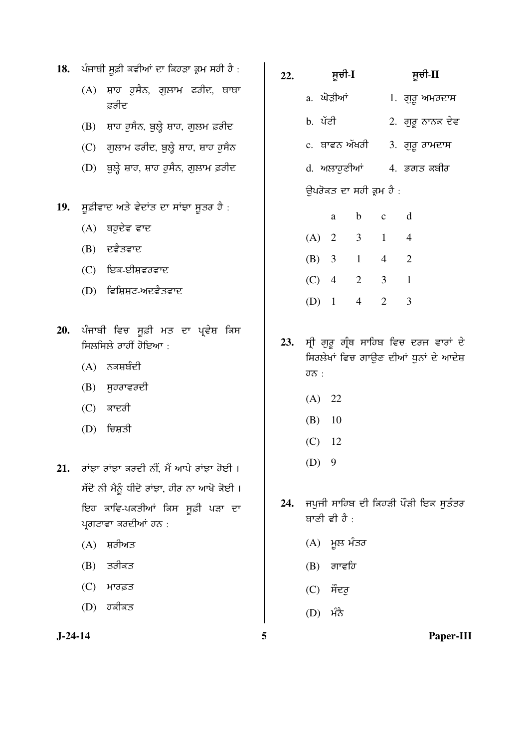18. ਪੰਜਾਬੀ ਸੂਫ਼ੀ ਕਵੀਆਂ ਦਾ ਕਿਹੜਾ ਕ੍ਰਮ ਸਹੀ ਹੈ :

    (A) ਸ਼ਾਹ ਹੁਸੈਨ, ਗੁਲਾਮ ਫਰੀਦ, ਬਾਬਾ ਫ਼ਰੀਦ

    (B) ਸ਼ਾਹ ਹੁਸੈਨ, ਬੁਲ੍ਹੇ ਸ਼ਾਹ, ਗੁਲਮ ਫ਼ਰੀਦ

    (C) ਗੁਲਾਮ ਫਰੀਦ, ਬੁਲ੍ਹੇ ਸ਼ਾਹ, ਸ਼ਾਹ ਹੁਸੈਨ

    (D) ਬੁਲ੍ਹੇ ਸ਼ਾਹ, ਸ਼ਾਹ ਹੁਸੈਨ, ਗੁਲਾਮ ਫ਼ਰੀਦ

19. ਸੂਫ਼ੀਵਾਦ ਅਤੇ ਵੇਦਾਂਤ ਦਾ ਸਾਂਝਾ ਸੂਤਰ ਹੈ :

    (A) ਬਹੁਦੇਵ ਵਾਦ

    (B) ਦਵੈਤਵਾਦ

    (C) ਇਕ-ਈਸ਼ਵਰਵਾਦ

    (D) ਵਿਸ਼ਿਸ਼ਟ-ਅਦਵੈਤਵਾਦ

20. ਪੰਜਾਬੀ ਵਿਚ ਸੂਫ਼ੀ ਮਤ ਦਾ ਪ੍ਰਵੇਸ਼ ਕਿਸ ਸਿਲਸਿਲੇ ਰਾਹੀਂ ਹੋਇਆ :

    (A) ਨਕਸ਼ਬੰਦੀ

    (B) ਸੁਹਰਾਵਰਦੀ

    (C) ਕਾਦਰੀ

    (D) ਚਿਸ਼ਤੀ

21. ਰਾਂਝਾ ਰਾਂਝਾ ਕਰਦੀ ਨੀਂ, ਮੈਂ ਆਪੇ ਰਾਂਝਾ ਹੋਈ ।
    ਸੱਦੋ ਨੀ ਮੈਨੂੰ ਧੀਦੋ ਰਾਂਝਾ, ਹੀਰ ਨਾ ਆਖੋ ਕੋਈ ।
    ਇਹ ਕਾਵਿ-ਪਕਤੀਆਂ ਕਿਸ ਸੂਫ਼ੀ ਪੜਾ ਦਾ ਪ੍ਰਗਟਾਵਾ ਕਰਦੀਆਂ ਹਨ :

    (A) ਸ਼ਰੀਅਤ

    (B) ਤਰੀਕਤ

    (C) ਮਾਰਫ਼ਤ

    (D) ਹਕੀਕਤ

22.

| | ਸੂਚੀ-I | | ਸੂਚੀ-II |
|---|---|---|---|
| a. | ਘੋੜੀਆਂ | 1. | ਗੁਰੂ ਅਮਰਦਾਸ |
| b. | ਪੱਟੀ | 2. | ਗੁਰੂ ਨਾਨਕ ਦੇਵ |
| c. | ਬਾਵਨ ਅੱਖਰੀ | 3. | ਗੁਰੂ ਰਾਮਦਾਸ |
| d. | ਅਲਾਹੁਣੀਆਂ | 4. | ਭਗਤ ਕਬੀਰ |

ਉਪਰੋਕਤ ਦਾ ਸਹੀ ਕ੍ਰਮ ਹੈ :

| | a | b | c | d |
|---|---|---|---|---|
| (A) | 2 | 3 | 1 | 4 |
| (B) | 3 | 1 | 4 | 2 |
| (C) | 4 | 2 | 3 | 1 |
| (D) | 1 | 4 | 2 | 3 |

23. ਸ੍ਰੀ ਗੁਰੂ ਗ੍ਰੰਥ ਸਾਹਿਬ ਵਿਚ ਦਰਜ ਵਾਰਾਂ ਦੇ ਸਿਰਲੇਖਾਂ ਵਿਚ ਗਾਉਣ ਦੀਆਂ ਧੁਨਾਂ ਦੇ ਆਦੇਸ਼ ਹਨ :

    (A) 22

    (B) 10

    (C) 12

    (D) 9

24. ਜਪੁਜੀ ਸਾਹਿਬ ਦੀ ਕਿਹੜੀ ਪੌੜੀ ਇਕ ਸੁਤੰਤਰ ਬਾਣੀ ਵੀ ਹੈ :

    (A) ਮੂਲ ਮੰਤਰ

    (B) ਗਾਵਹਿ

    (C) ਸੌਦਰੁ

    (D) ਮੰਨੈ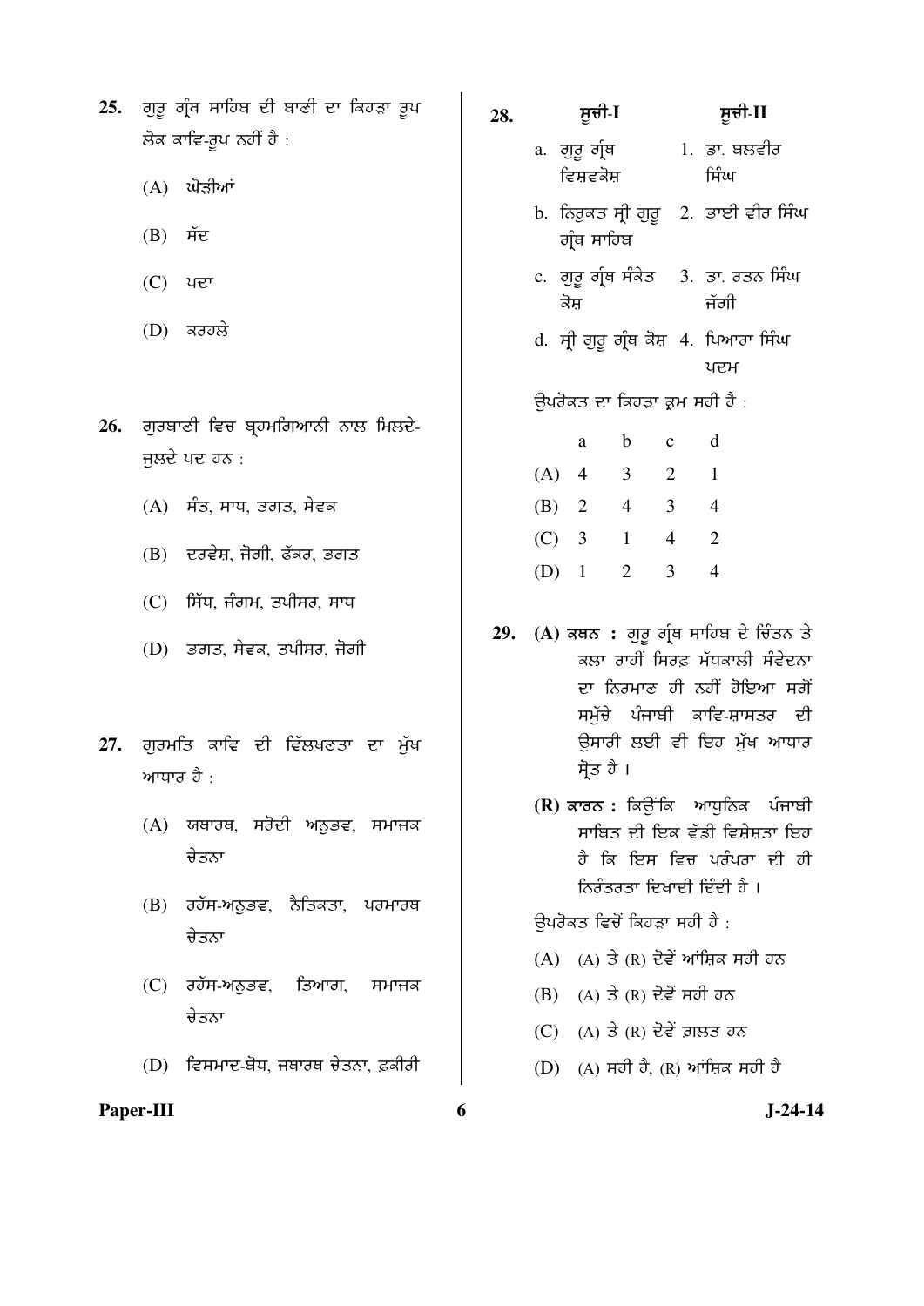25. ਗੁਰੂ ਗ੍ਰੰਥ ਸਾਹਿਬ ਦੀ ਬਾਣੀ ਦਾ ਕਿਹੜਾ ਰੂਪ ਲੋਕ ਕਾਵਿ-ਰੂਪ ਨਹੀਂ ਹੈ :

   (A) ਘੋੜੀਆਂ

   (B) ਸੱਦ

   (C) ਪਦਾ

   (D) ਕਰਹਲੇ

26. ਗੁਰਬਾਣੀ ਵਿਚ ਬ੍ਰਹਮਗਿਆਨੀ ਨਾਲ ਮਿਲਦੇ-ਜੁਲਦੇ ਪਦ ਹਨ :

   (A) ਸੰਤ, ਸਾਧ, ਭਗਤ, ਸੇਵਕ

   (B) ਦਰਵੇਸ਼, ਜੋਗੀ, ਫੱਕਰ, ਭਗਤ

   (C) ਸਿੱਧ, ਜੰਗਮ, ਤਪੀਸਰ, ਸਾਧ

   (D) ਭਗਤ, ਸੇਵਕ, ਤਪੀਸਰ, ਜੋਗੀ

27. ਗੁਰਮਤਿ ਕਾਵਿ ਦੀ ਵਿੱਲਖਣਤਾ ਦਾ ਮੁੱਖ ਆਧਾਰ ਹੈ :

   (A) ਯਥਾਰਥ, ਸਰੋਦੀ ਅਨੁਭਵ, ਸਮਾਜਕ ਚੇਤਨਾ

   (B) ਰਹੱਸ-ਅਨੁਭਵ, ਨੈਤਿਕਤਾ, ਪਰਮਾਰਥ ਚੇਤਨਾ

   (C) ਰਹੱਸ-ਅਨੁਭਵ, ਤਿਆਗ, ਸਮਾਜਕ ਚੇਤਨਾ

   (D) ਵਿਸਮਾਦ-ਬੋਧ, ਜਥਾਰਥ ਚੇਤਨਾ, ਫ਼ਕੀਰੀ

28.

| ਸੂਚੀ-I | ਸੂਚੀ-II |
|---|---|
| a. ਗੁਰੂ ਗ੍ਰੰਥ ਵਿਸ਼ਵਕੋਸ਼ | 1. ਡਾ. ਬਲਵੀਰ ਸਿੰਘ |
| b. ਨਿਰੁਕਤ ਸ੍ਰੀ ਗੁਰੂ ਗ੍ਰੰਥ ਸਾਹਿਬ | 2. ਭਾਈ ਵੀਰ ਸਿੰਘ |
| c. ਗੁਰੂ ਗ੍ਰੰਥ ਸੰਕੇਤ ਕੋਸ਼ | 3. ਡਾ. ਰਤਨ ਸਿੰਘ ਜੱਗੀ |
| d. ਸ੍ਰੀ ਗੁਰੂ ਗ੍ਰੰਥ ਕੋਸ਼ | 4. ਪਿਆਰਾ ਸਿੰਘ ਪਦਮ |

ਉਪਰੋਕਤ ਦਾ ਕਿਹੜਾ ਕ੍ਰਮ ਸਹੀ ਹੈ :

|  | a | b | c | d |
|---|---|---|---|---|
| (A) | 4 | 3 | 2 | 1 |
| (B) | 2 | 4 | 3 | 4 |
| (C) | 3 | 1 | 4 | 2 |
| (D) | 1 | 2 | 3 | 4 |

29. **(A) ਕਥਨ :** ਗੁਰੂ ਗ੍ਰੰਥ ਸਾਹਿਬ ਦੇ ਚਿੰਤਨ ਤੇ ਕਲਾ ਰਾਹੀਂ ਸਿਰਫ਼ ਮੱਧਕਾਲੀ ਸੰਵੇਦਨਾ ਦਾ ਨਿਰਮਾਣ ਹੀ ਨਹੀਂ ਹੋਇਆ ਸਗੋਂ ਸਮੁੱਚੇ ਪੰਜਾਬੀ ਕਾਵਿ-ਸ਼ਾਸਤਰ ਦੀ ਉਸਾਰੀ ਲਈ ਵੀ ਇਹ ਮੁੱਖ ਆਧਾਰ ਸ੍ਰੋਤ ਹੈ ।

   **(R) ਕਾਰਨ :** ਕਿਉਂਕਿ ਆਧੁਨਿਕ ਪੰਜਾਬੀ ਸਾਹਿਤ ਦੀ ਇਕ ਵੱਡੀ ਵਿਸ਼ੇਸ਼ਤਾ ਇਹ ਹੈ ਕਿ ਇਸ ਵਿਚ ਪਰੰਪਰਾ ਦੀ ਹੀ ਨਿਰੰਤਰਤਾ ਦਿਖਾਈ ਦਿੰਦੀ ਹੈ ।

   ਉਪਰੋਕਤ ਵਿਚੋਂ ਕਿਹੜਾ ਸਹੀ ਹੈ :

   (A) (A) ਤੇ (R) ਦੋਵੇਂ ਆਂਸ਼ਿਕ ਸਹੀ ਹਨ

   (B) (A) ਤੇ (R) ਦੋਵੇਂ ਸਹੀ ਹਨ

   (C) (A) ਤੇ (R) ਦੋਵੇਂ ਗ਼ਲਤ ਹਨ

   (D) (A) ਸਹੀ ਹੈ, (R) ਆਂਸ਼ਿਕ ਸਹੀ ਹੈ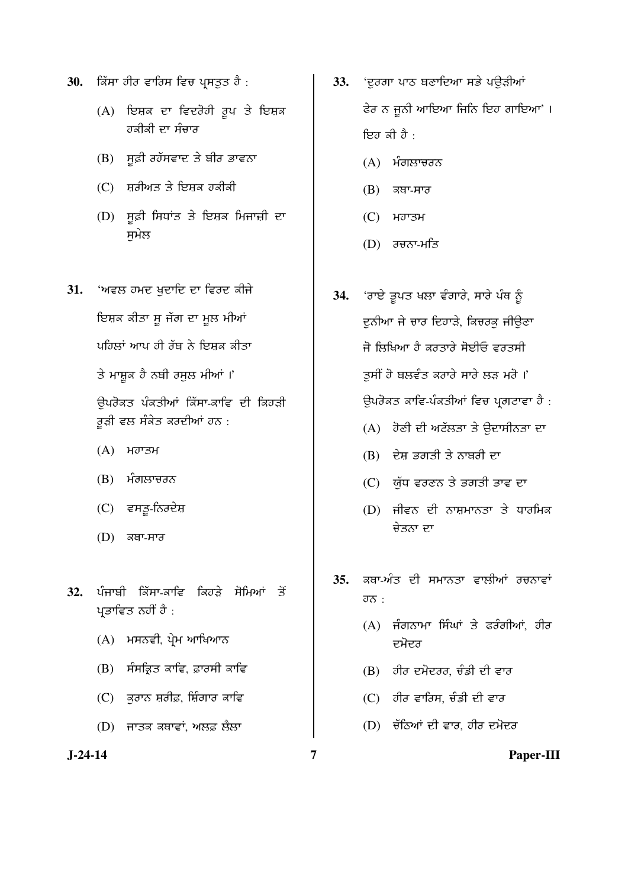30. ਕਿੱਸਾ ਹੀਰ ਵਾਰਿਸ ਵਿਚ ਪ੍ਰਸਤੁਤ ਹੈ :

(A) ਇਸ਼ਕ ਦਾ ਵਿਦਰੋਹੀ ਰੂਪ ਤੇ ਇਸ਼ਕ ਹਕੀਕੀ ਦਾ ਸੰਚਾਰ

(B) ਸੂਫ਼ੀ ਰਹੱਸਵਾਦ ਤੇ ਬੀਰ ਭਾਵਨਾ

(C) ਸ਼ਰੀਅਤ ਤੇ ਇਸ਼ਕ ਹਕੀਕੀ

(D) ਸੂਫ਼ੀ ਸਿਧਾਂਤ ਤੇ ਇਸ਼ਕ ਮਿਜਾਜ਼ੀ ਦਾ ਸੁਮੇਲ

31. 'ਅਵਲ ਹਮਦ ਖੁਦਾਇ ਦਾ ਵਿਰਦ ਕੀਜੇ

ਇਸ਼ਕ ਕੀਤਾ ਸੂ ਜੱਗ ਦਾ ਮੂਲ ਮੀਆਂ

ਪਹਿਲਾਂ ਆਪ ਹੀ ਰੱਬ ਨੇ ਇਸ਼ਕ ਕੀਤਾ

ਤੇ ਮਾਸ਼ੂਕ ਹੈ ਨਬੀ ਰਸੂਲ ਮੀਆਂ ।'

ਉਪਰੋਕਤ ਪੰਕਤੀਆਂ ਕਿੱਸਾ-ਕਾਵਿ ਦੀ ਕਿਹੜੀ ਰੂੜੀ ਵਲ ਸੰਕੇਤ ਕਰਦੀਆਂ ਹਨ :

(A) ਮਹਾਤਮ

(B) ਮੰਗਲਾਚਰਨ

(C) ਵਸਤੂ-ਨਿਰਦੇਸ਼

(D) ਕਥਾ-ਸਾਰ

32. ਪੰਜਾਬੀ ਕਿੱਸਾ-ਕਾਵਿ ਕਿਹੜੇ ਸੋਮਿਆਂ ਤੋਂ ਪ੍ਰਭਾਵਿਤ ਨਹੀਂ ਹੈ :

(A) ਮਸਨਵੀ, ਪ੍ਰੇਮ ਆਖਿਆਨ

(B) ਸੰਸਕ੍ਰਿਤ ਕਾਵਿ, ਫ਼ਾਰਸੀ ਕਾਵਿ

(C) ਕੁਰਾਨ ਸ਼ਰੀਫ਼, ਸ਼ਿੰਗਾਰ ਕਾਵਿ

(D) ਜਾਤਕ ਕਥਾਵਾਂ, ਅਲਫ਼ ਲੈਲਾ

33. 'ਦੁਰਗਾ ਪਾਠ ਬਣਾਇਆ ਸਭੇ ਪਉੜੀਆਂ

ਫੇਰ ਨ ਜੂਨੀ ਆਇਆ ਜਿਨਿ ਇਹ ਗਾਇਆ' ।

ਇਹ ਕੀ ਹੈ :

(A) ਮੰਗਲਾਚਰਨ

(B) ਕਥਾ-ਸਾਰ

(C) ਮਹਾਤਮ

(D) ਰਚਨਾ-ਮਤਿ

34. 'ਰਾਏ ਭੂਪਤ ਖਲਾ ਵੰਗਾਰੇ, ਸਾਰੇ ਪੰਥ ਨੂੰ

ਦੁਨੀਆ ਜੇ ਚਾਰ ਦਿਹਾੜੇ, ਕਿਚਰਕੁ ਜੀਊਣਾ

ਜੋ ਲਿਖਿਆ ਹੈ ਕਰਤਾਰੇ ਸੋਈਓ ਵਰਤਸੀ

ਤੁਸੀਂ ਹੋ ਬਲਵੰਤ ਕਰਾਰੇ ਸਾਰੇ ਲੜ ਮਰੋ ।'

ਉਪਰੋਕਤ ਕਾਵਿ-ਪੰਕਤੀਆਂ ਵਿਚ ਪ੍ਰਗਟਾਵਾ ਹੈ :

(A) ਹੋਣੀ ਦੀ ਅਟੱਲਤਾ ਤੇ ਉਦਾਸੀਨਤਾ ਦਾ

(B) ਦੇਸ਼ ਭਗਤੀ ਤੇ ਨਾਬਰੀ ਦਾ

(C) ਯੁੱਧ ਵਰਣਨ ਤੇ ਭਗਤੀ ਭਾਵ ਦਾ

(D) ਜੀਵਨ ਦੀ ਨਾਸ਼ਮਾਨਤਾ ਤੇ ਧਾਰਮਿਕ ਚੇਤਨਾ ਦਾ

35. ਕਥਾ-ਅੰਤ ਦੀ ਸਮਾਨਤਾ ਵਾਲੀਆਂ ਰਚਨਾਵਾਂ ਹਨ :

(A) ਜੰਗਨਾਮਾ ਸਿੰਘਾਂ ਤੇ ਫਰੰਗੀਆਂ, ਹੀਰ ਦਮੋਦਰ

(B) ਹੀਰ ਦਮੋਦਰ, ਚੰਡੀ ਦੀ ਵਾਰ

(C) ਹੀਰ ਵਾਰਿਸ, ਚੰਡੀ ਦੀ ਵਾਰ

(D) ਚੱਠਿਆਂ ਦੀ ਵਾਰ, ਹੀਰ ਦਮੋਦਰ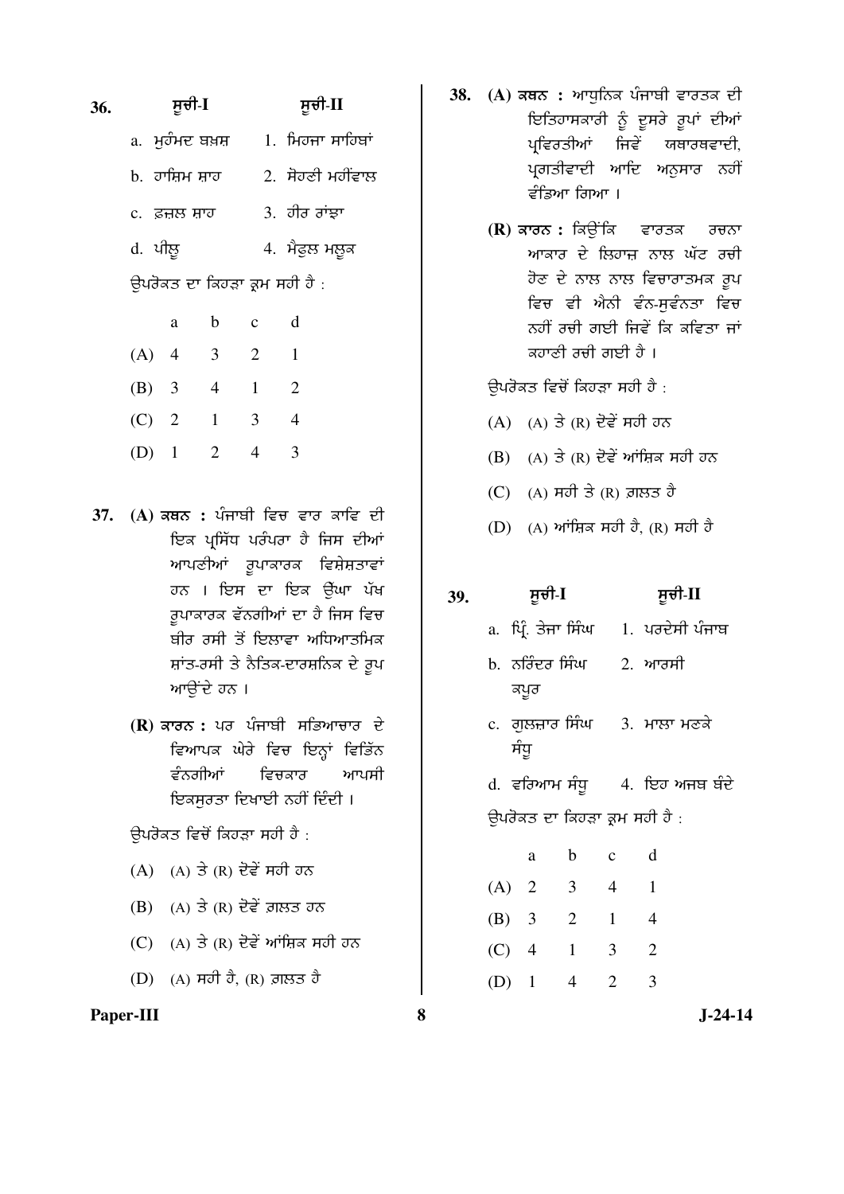**36.** ਸੂਚੀ-I ਸੂਚੀ-II

| ਸੂਚੀ-I | ਸੂਚੀ-II |
|---|---|
| a. ਮੁਹੰਮਦ ਬਖ਼ਸ਼ | 1. ਮਿਰਜ਼ਾ ਸਾਹਿਬਾਂ |
| b. ਹਾਸ਼ਿਮ ਸ਼ਾਹ | 2. ਸੋਹਣੀ ਮਹੀਂਵਾਲ |
| c. ਫ਼ਜ਼ਲ ਸ਼ਾਹ | 3. ਹੀਰ ਰਾਂਝਾ |
| d. ਪੀਲੂ | 4. ਸੈਫੁਲ ਮਲੂਕ |

ਉਪਰੋਕਤ ਦਾ ਕਿਹੜਾ ਕ੍ਰਮ ਸਹੀ ਹੈ :

| | a | b | c | d |
|---|---|---|---|---|
| (A) | 4 | 3 | 2 | 1 |
| (B) | 3 | 4 | 1 | 2 |
| (C) | 2 | 1 | 3 | 4 |
| (D) | 1 | 2 | 4 | 3 |

**37.** **(A) ਕਥਨ :** ਪੰਜਾਬੀ ਵਿਚ ਵਾਰ ਕਾਵਿ ਦੀ ਇਕ ਪ੍ਰਸਿੱਧ ਪਰੰਪਰਾ ਹੈ ਜਿਸ ਦੀਆਂ ਆਪਣੀਆਂ ਰੂਪਾਕਾਰਕ ਵਿਸ਼ੇਸ਼ਤਾਵਾਂ ਹਨ । ਇਸ ਦਾ ਇਕ ਉੱਘਾ ਪੱਖ ਰੂਪਾਕਾਰਕ ਵੰਨਗੀਆਂ ਦਾ ਹੈ ਜਿਸ ਵਿਚ ਬੀਰ ਰਸੀ ਤੋਂ ਇਲਾਵਾ ਅਧਿਆਤਮਿਕ ਸ਼ਾਂਤ-ਰਸੀ ਤੇ ਨੈਤਿਕ-ਦਾਰਸ਼ਨਿਕ ਦੇ ਰੂਪ ਆਉਂਦੇ ਹਨ ।

**(R) ਕਾਰਨ :** ਪਰ ਪੰਜਾਬੀ ਸਭਿਆਚਾਰ ਦੇ ਵਿਆਪਕ ਘੇਰੇ ਵਿਚ ਇਨ੍ਹਾਂ ਵਿਭਿੰਨ ਵੰਨਗੀਆਂ ਵਿਚਕਾਰ ਆਪਸੀ ਇਕਸੁਰਤਾ ਦਿਖਾਈ ਨਹੀਂ ਦਿੰਦੀ ।

ਉਪਰੋਕਤ ਵਿਚੋਂ ਕਿਹੜਾ ਸਹੀ ਹੈ :

(A) (A) ਤੇ (R) ਦੋਵੇਂ ਸਹੀ ਹਨ

(B) (A) ਤੇ (R) ਦੋਵੇਂ ਗ਼ਲਤ ਹਨ

(C) (A) ਤੇ (R) ਦੋਵੇਂ ਆਂਸ਼ਿਕ ਸਹੀ ਹਨ

(D) (A) ਸਹੀ ਹੈ, (R) ਗ਼ਲਤ ਹੈ

**38.** **(A) ਕਥਨ :** ਆਧੁਨਿਕ ਪੰਜਾਬੀ ਵਾਰਤਕ ਦੀ ਇਤਿਹਾਸਕਾਰੀ ਨੂੰ ਦੂਸਰੇ ਰੂਪਾਂ ਦੀਆਂ ਪ੍ਰਵਿਰਤੀਆਂ ਜਿਵੇਂ ਯਥਾਰਥਵਾਦੀ, ਪ੍ਰਗਤੀਵਾਦੀ ਆਦਿ ਅਨੁਸਾਰ ਨਹੀਂ ਵੰਡਿਆ ਗਿਆ ।

**(R) ਕਾਰਨ :** ਕਿਉਂਕਿ ਵਾਰਤਕ ਰਚਨਾ ਆਕਾਰ ਦੇ ਲਿਹਾਜ਼ ਨਾਲ ਘੱਟ ਰਚੀ ਹੋਣ ਦੇ ਨਾਲ ਨਾਲ ਵਿਚਾਰਾਤਮਕ ਰੂਪ ਵਿਚ ਵੀ ਐਨੀ ਵੰਨ-ਸੁਵੰਨਤਾ ਵਿਚ ਨਹੀਂ ਰਚੀ ਗਈ ਜਿਵੇਂ ਕਿ ਕਵਿਤਾ ਜਾਂ ਕਹਾਣੀ ਰਚੀ ਗਈ ਹੈ ।

ਉਪਰੋਕਤ ਵਿਚੋਂ ਕਿਹੜਾ ਸਹੀ ਹੈ :

(A) (A) ਤੇ (R) ਦੋਵੇਂ ਸਹੀ ਹਨ

(B) (A) ਤੇ (R) ਦੋਵੇਂ ਆਂਸ਼ਿਕ ਸਹੀ ਹਨ

(C) (A) ਸਹੀ ਤੇ (R) ਗ਼ਲਤ ਹੈ

(D) (A) ਆਂਸ਼ਿਕ ਸਹੀ ਹੈ, (R) ਸਹੀ ਹੈ

**39.**

| ਸੂਚੀ-I | ਸੂਚੀ-II |
|---|---|
| a. ਪ੍ਰਿੰ. ਤੇਜਾ ਸਿੰਘ | 1. ਪਰਦੇਸੀ ਪੰਜਾਬ |
| b. ਨਰਿੰਦਰ ਸਿੰਘ ਕਪੂਰ | 2. ਆਰਸੀ |
| c. ਗੁਲਜ਼ਾਰ ਸਿੰਘ ਸੰਧੂ | 3. ਮਾਲਾ ਮਣਕੇ |
| d. ਵਰਿਆਮ ਸੰਧੂ | 4. ਇਹ ਅਜਬ ਬੰਦੇ |

ਉਪਰੋਕਤ ਦਾ ਕਿਹੜਾ ਕ੍ਰਮ ਸਹੀ ਹੈ :

| | a | b | c | d |
|---|---|---|---|---|
| (A) | 2 | 3 | 4 | 1 |
| (B) | 3 | 2 | 1 | 4 |
| (C) | 4 | 1 | 3 | 2 |
| (D) | 1 | 4 | 2 | 3 |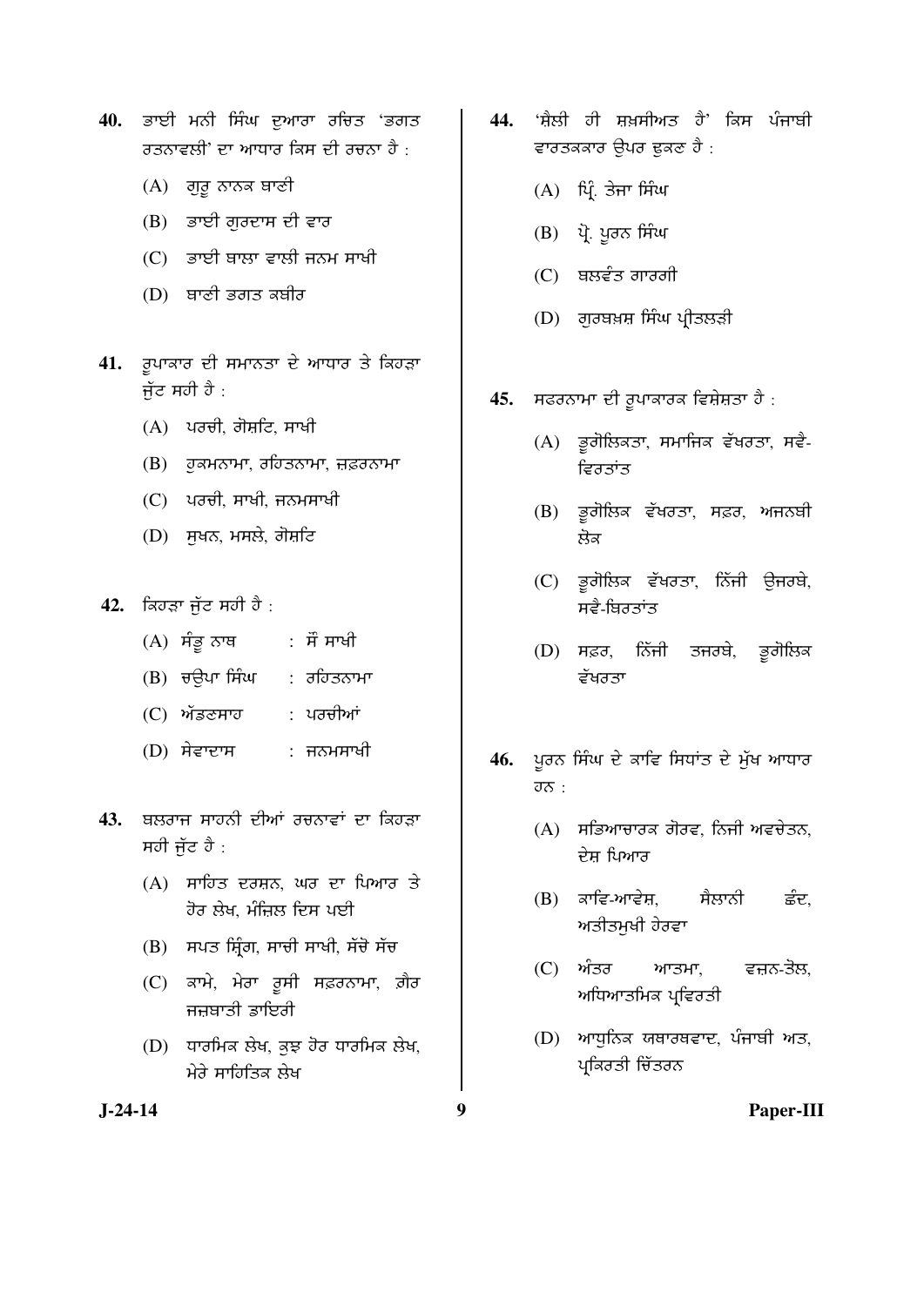40. ਭਾਈ ਮਨੀ ਸਿੰਘ ਦੁਆਰਾ ਰਚਿਤ 'ਭਗਤ ਰਤਨਾਵਲੀ' ਦਾ ਆਧਾਰ ਕਿਸ ਦੀ ਰਚਨਾ ਹੈ :

    (A) ਗੁਰੂ ਨਾਨਕ ਬਾਣੀ
    (B) ਭਾਈ ਗੁਰਦਾਸ ਦੀ ਵਾਰ
    (C) ਭਾਈ ਬਾਲਾ ਵਾਲੀ ਜਨਮ ਸਾਖੀ
    (D) ਬਾਣੀ ਭਗਤ ਕਬੀਰ

41. ਰੂਪਾਕਾਰ ਦੀ ਸਮਾਨਤਾ ਦੇ ਆਧਾਰ ਤੇ ਕਿਹੜਾ ਜੁੱਟ ਸਹੀ ਹੈ :

    (A) ਪਰਚੀ, ਗੋਸ਼ਟਿ, ਸਾਖੀ
    (B) ਹੁਕਮਨਾਮਾ, ਰਹਿਤਨਾਮਾ, ਜ਼ਫ਼ਰਨਾਮਾ
    (C) ਪਰਚੀ, ਸਾਖੀ, ਜਨਮਸਾਖੀ
    (D) ਸੁਖਨ, ਮਸਲੇ, ਗੋਸ਼ਟਿ

42. ਕਿਹੜਾ ਜੁੱਟ ਸਹੀ ਹੈ :

    (A) ਸੰਭੂ ਨਾਥ : ਸੌ ਸਾਖੀ
    (B) ਚਉਪਾ ਸਿੰਘ : ਰਹਿਤਨਾਮਾ
    (C) ਅੱਡਣਸਾਹ : ਪਰਚੀਆਂ
    (D) ਸੇਵਾਦਾਸ : ਜਨਮਸਾਖੀ

43. ਬਲਰਾਜ ਸਾਹਨੀ ਦੀਆਂ ਰਚਨਾਵਾਂ ਦਾ ਕਿਹੜਾ ਸਹੀ ਜੁੱਟ ਹੈ :

    (A) ਸਾਹਿਤ ਦਰਸ਼ਨ, ਘਰ ਦਾ ਪਿਆਰ ਤੇ ਹੋਰ ਲੇਖ, ਮੰਜ਼ਿਲ ਦਿਸ ਪਈ
    (B) ਸਪਤ ਸ੍ਰਿੰਗ, ਸਾਚੀ ਸਾਖੀ, ਸੱਚੋ ਸੱਚ
    (C) ਕਾਮੇ, ਮੇਰਾ ਰੂਸੀ ਸਫ਼ਰਨਾਮਾ, ਗ਼ੈਰ ਜਜ਼ਬਾਤੀ ਡਾਇਰੀ
    (D) ਧਾਰਮਿਕ ਲੇਖ, ਕੁਝ ਹੋਰ ਧਾਰਮਿਕ ਲੇਖ, ਮੇਰੇ ਸਾਹਿਤਿਕ ਲੇਖ

44. 'ਸ਼ੈਲੀ ਹੀ ਸ਼ਖ਼ਸੀਅਤ ਹੈ' ਕਿਸ ਪੰਜਾਬੀ ਵਾਰਤਕਕਾਰ ਉਪਰ ਢੁਕਣ ਹੈ :

    (A) ਪ੍ਰਿੰ. ਤੇਜਾ ਸਿੰਘ
    (B) ਪ੍ਰੋ. ਪੂਰਨ ਸਿੰਘ
    (C) ਬਲਵੰਤ ਗਾਰਗੀ
    (D) ਗੁਰਬਖ਼ਸ਼ ਸਿੰਘ ਪ੍ਰੀਤਲੜੀ

45. ਸਫਰਨਾਮਾ ਦੀ ਰੂਪਾਕਾਰਕ ਵਿਸ਼ੇਸ਼ਤਾ ਹੈ :

    (A) ਭੂਗੋਲਿਕਤਾ, ਸਮਾਜਿਕ ਵੱਖਰਤਾ, ਸਵੈ-ਵਿਰਤਾਂਤ
    (B) ਭੂਗੋਲਿਕ ਵੱਖਰਤਾ, ਸਫ਼ਰ, ਅਜਨਬੀ ਲੋਕ
    (C) ਭੂਗੋਲਿਕ ਵੱਖਰਤਾ, ਨਿੱਜੀ ਉਜਰਬੇ, ਸਵੈ-ਬਿਰਤਾਂਤ
    (D) ਸਫ਼ਰ, ਨਿੱਜੀ ਤਜਰਬੇ, ਭੂਗੋਲਿਕ ਵੱਖਰਤਾ

46. ਪੂਰਨ ਸਿੰਘ ਦੇ ਕਾਵਿ ਸਿਧਾਂਤ ਦੇ ਮੁੱਖ ਆਧਾਰ ਹਨ :

    (A) ਸਭਿਆਚਾਰਕ ਗੌਰਵ, ਨਿਜੀ ਅਵਚੇਤਨ, ਦੇਸ਼ ਪਿਆਰ
    (B) ਕਾਵਿ-ਆਵੇਸ਼, ਸੈਲਾਨੀ ਛੰਦ, ਅਤੀਤਮੁਖੀ ਹੇਰਵਾ
    (C) ਅੰਤਰ ਆਤਮਾ, ਵਜ਼ਨ-ਤੋਲ, ਅਧਿਆਤਮਿਕ ਪ੍ਰਵਿਰਤੀ
    (D) ਆਧੁਨਿਕ ਯਥਾਰਥਵਾਦ, ਪੰਜਾਬੀ ਅਤ, ਪ੍ਰਕਿਰਤੀ ਚਿੱਤਰਨ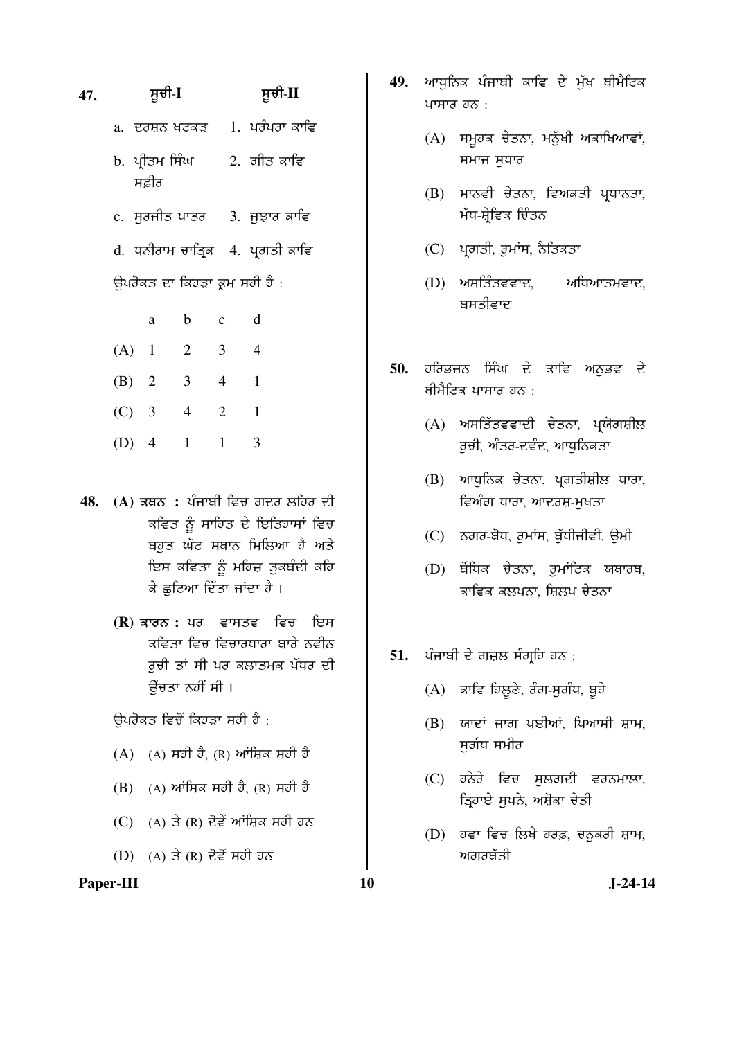**47.** 

| ਸੂਚੀ-I | ਸੂਚੀ-II |
|---|---|
| a. ਦਰਸ਼ਨ ਖਟਕੜ | 1. ਪਰੰਪਰਾ ਕਾਵਿ |
| b. ਪ੍ਰੀਤਮ ਸਿੰਘ ਸਫ਼ੀਰ | 2. ਗੀਤ ਕਾਵਿ |
| c. ਸੁਰਜੀਤ ਪਾਤਰ | 3. ਜੁਝਾਰ ਕਾਵਿ |
| d. ਧਨੀਰਾਮ ਚਾਤ੍ਰਿਕ | 4. ਪ੍ਰਗਤੀ ਕਾਵਿ |

ਉਪਰੋਕਤ ਦਾ ਕਿਹੜਾ ਕ੍ਰਮ ਸਹੀ ਹੈ :

| | a | b | c | d |
|---|---|---|---|---|
| (A) | 1 | 2 | 3 | 4 |
| (B) | 2 | 3 | 4 | 1 |
| (C) | 3 | 4 | 2 | 1 |
| (D) | 4 | 1 | 1 | 3 |

**48.** **(A) ਕਥਨ :** ਪੰਜਾਬੀ ਵਿਚ ਗਦਰ ਲਹਿਰ ਦੀ ਕਵਿਤ ਨੂੰ ਸਾਹਿਤ ਦੇ ਇਤਿਹਾਸਾਂ ਵਿਚ ਬਹੁਤ ਘੱਟ ਸਥਾਨ ਮਿਲਿਆ ਹੈ ਅਤੇ ਇਸ ਕਵਿਤਾ ਨੂੰ ਮਹਿਜ਼ ਤੁਕਬੰਦੀ ਕਹਿ ਕੇ ਛੁਟਿਆ ਦਿੱਤਾ ਜਾਂਦਾ ਹੈ ।

**(R) ਕਾਰਨ :** ਪਰ ਵਾਸਤਵ ਵਿਚ ਇਸ ਕਵਿਤਾ ਵਿਚ ਵਿਚਾਰਧਾਰਾ ਬਾਰੇ ਨਵੀਨ ਰੁਚੀ ਤਾਂ ਸੀ ਪਰ ਕਲਾਤਮਕ ਪੱਧਰ ਦੀ ਉੱਚਤਾ ਨਹੀਂ ਸੀ ।

ਉਪਰੋਕਤ ਵਿਚੋਂ ਕਿਹੜਾ ਸਹੀ ਹੈ :

(A) (A) ਸਹੀ ਹੈ, (R) ਆਂਸ਼ਿਕ ਸਹੀ ਹੈ

(B) (A) ਆਂਸ਼ਿਕ ਸਹੀ ਹੈ, (R) ਸਹੀ ਹੈ

(C) (A) ਤੇ (R) ਦੋਵੇਂ ਆਂਸ਼ਿਕ ਸਹੀ ਹਨ

(D) (A) ਤੇ (R) ਦੋਵੇਂ ਸਹੀ ਹਨ

**49.** ਆਧੁਨਿਕ ਪੰਜਾਬੀ ਕਾਵਿ ਦੇ ਮੁੱਖ ਥੀਮੈਟਿਕ ਪਾਸਾਰ ਹਨ :

(A) ਸਮੂਹਕ ਚੇਤਨਾ, ਮਨੁੱਖੀ ਅਕਾਂਖਿਆਵਾਂ, ਸਮਾਜ ਸੁਧਾਰ

(B) ਮਾਨਵੀ ਚੇਤਨਾ, ਵਿਅਕਤੀ ਪ੍ਰਧਾਨਤਾ, ਮੱਧ-ਸ਼੍ਰੇਵਿਕ ਚਿੰਤਨ

(C) ਪ੍ਰਗਤੀ, ਰੁਮਾਂਸ, ਨੈਤਿਕਤਾ

(D) ਅਸਤਿੱਤਵਵਾਦ, ਅਧਿਆਤਮਵਾਦ, ਬਸਤੀਵਾਦ

**50.** ਹਰਿਭਜਨ ਸਿੰਘ ਦੇ ਕਾਵਿ ਅਨੁਭਵ ਦੇ ਥੀਮੈਟਿਕ ਪਾਸਾਰ ਹਨ :

(A) ਅਸਤਿੱਤਵਵਾਦੀ ਚੇਤਨਾ, ਪ੍ਰਯੋਗਸ਼ੀਲ ਰੁਚੀ, ਅੰਤਰ-ਦਵੰਦ, ਆਧੁਨਿਕਤਾ

(B) ਆਧੁਨਿਕ ਚੇਤਨਾ, ਪ੍ਰਗਤੀਸ਼ੀਲ ਧਾਰਾ, ਵਿਅੰਗ ਧਾਰਾ, ਆਦਰਸ਼-ਮੁਖਤਾ

(C) ਨਗਰ-ਬੋਧ, ਰੁਮਾਂਸ, ਬੁੱਧੀਜੀਵੀ, ਉਮੀ

(D) ਬੌਧਿਕ ਚੇਤਨਾ, ਰੁਮਾਂਟਿਕ ਯਥਾਰਥ, ਕਾਵਿਕ ਕਲਪਨਾ, ਸ਼ਿਲਪ ਚੇਤਨਾ

**51.** ਪੰਜਾਬੀ ਦੇ ਗਜ਼ਲ ਸੰਗ੍ਰਹਿ ਹਨ :

(A) ਕਾਵਿ ਹਿਲੂਣੇ, ਰੰਗ-ਸੁਗੰਧ, ਬੂਹੇ

(B) ਯਾਦਾਂ ਜਾਗ ਪਈਆਂ, ਪਿਆਸੀ ਸ਼ਾਮ, ਸੁਗੰਧ ਸਮੀਰ

(C) ਹਨੇਰੇ ਵਿਚ ਸੁਲਗਦੀ ਵਰਨਮਾਲਾ, ਤ੍ਰਿਹਾਏ ਸੁਪਨੇ, ਅਸ਼ੋਕਾ ਚੇਤੀ

(D) ਹਵਾ ਵਿਚ ਲਿਖੇ ਹਰਫ਼, ਚਨੁਕਰੀ ਸ਼ਾਮ, ਅਗਰਬੱਤੀ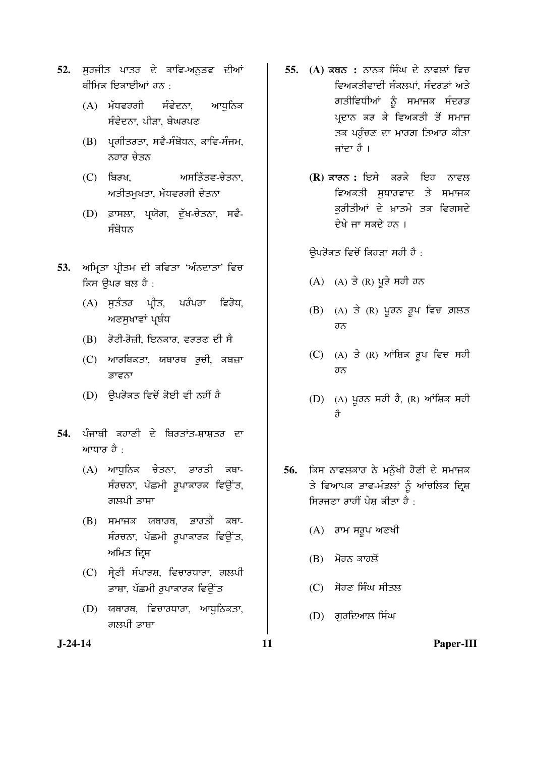**52.** ਸੁਰਜੀਤ ਪਾਤਰ ਦੇ ਕਾਵਿ-ਅਨੁਭਵ ਦੀਆਂ ਥੀਮਿਕ ਇਕਾਈਆਂ ਹਨ :

(A) ਮੱਧਵਰਗੀ ਸੰਵੇਦਨਾ, ਆਧੁਨਿਕ ਸੰਵੇਦਨਾ, ਪੀੜਾ, ਬੇਘਰਪਣ

(B) ਪ੍ਰਗੀਤਰਤਾ, ਸਵੈ-ਸੰਬੋਧਨ, ਕਾਵਿ-ਸੰਜਮ, ਨਹਾਰ ਚੇਤਨ

(C) ਬਿਰਖ, ਅਸਤਿੱਤਵ-ਚੇਤਨਾ, ਅਤੀਤਮੁਖਤਾ, ਮੱਧਵਰਗੀ ਚੇਤਨਾ

(D) ਫ਼ਾਸਲਾ, ਪ੍ਰਯੋਗ, ਦੁੱਖ-ਚੇਤਨਾ, ਸਵੈ-ਸੰਬੋਧਨ

**53.** ਅਮ੍ਰਿਤਾ ਪ੍ਰੀਤਮ ਦੀ ਕਵਿਤਾ 'ਅੰਨਦਾਤਾ' ਵਿਚ ਕਿਸ ਉਪਰ ਬਲ ਹੈ :

(A) ਸੁਤੰਤਰ ਪ੍ਰੀਤ, ਪਰੰਪਰਾ ਵਿਰੋਧ, ਅਣਸੁਖਾਵਾਂ ਪ੍ਰਬੰਧ

(B) ਰੋਟੀ-ਰੋਜ਼ੀ, ਇਨਕਾਰ, ਵਰਤਣ ਦੀ ਸੈ

(C) ਆਰਥਿਕਤਾ, ਯਥਾਰਥ ਰੁਚੀ, ਕਬਜ਼ਾ ਭਾਵਨਾ

(D) ਉਪਰੋਕਤ ਵਿਚੋਂ ਕੋਈ ਵੀ ਨਹੀਂ ਹੈ

**54.** ਪੰਜਾਬੀ ਕਹਾਣੀ ਦੇ ਬਿਰਤਾਂਤ-ਸ਼ਾਸ਼ਤਰ ਦਾ ਆਧਾਰ ਹੈ :

(A) ਆਧੁਨਿਕ ਚੇਤਨਾ, ਭਾਰਤੀ ਕਥਾ-ਸੰਰਚਨਾ, ਪੱਛਮੀ ਰੂਪਾਕਾਰਕ ਵਿਉਂਤ, ਗਲਪੀ ਭਾਸ਼ਾ

(B) ਸਮਾਜਕ ਯਥਾਰਥ, ਭਾਰਤੀ ਕਥਾ-ਸੰਰਚਨਾ, ਪੱਛਮੀ ਰੂਪਾਕਾਰਕ ਵਿਉਂਤ, ਅਮਿਤ ਦ੍ਰਿਸ਼

(C) ਸ਼੍ਰੇਣੀ ਸੰਪਾਰਸ਼, ਵਿਚਾਰਧਾਰਾ, ਗਲਪੀ ਭਾਸ਼ਾ, ਪੱਛਮੀ ਰੁਪਾਕਾਰਕ ਵਿਉਂਤ

(D) ਯਥਾਰਥ, ਵਿਚਾਰਧਾਰਾ, ਆਧੁਨਿਕਤਾ, ਗਲਪੀ ਭਾਸ਼ਾ

**55.** **(A) ਕਥਨ :** ਨਾਨਕ ਸਿੰਘ ਦੇ ਨਾਵਲਾਂ ਵਿਚ ਵਿਅਕਤੀਵਾਦੀ ਸੰਕਲਪਾਂ, ਸੰਦਰਭਾਂ ਅਤੇ ਗਤੀਵਿਧੀਆਂ ਨੂੰ ਸਮਾਜਕ ਸੰਦਰਭ ਪ੍ਰਦਾਨ ਕਰ ਕੇ ਵਿਅਕਤੀ ਤੋਂ ਸਮਾਜ ਤਕ ਪਹੁੰਚਣ ਦਾ ਮਾਰਗ ਤਿਆਰ ਕੀਤਾ ਜਾਂਦਾ ਹੈ ।

**(R) ਕਾਰਨ :** ਇਸੇ ਕਰਕੇ ਇਹ ਨਾਵਲ ਵਿਅਕਤੀ ਸੁਧਾਰਵਾਦ ਤੇ ਸਮਾਜਕ ਕੁਰੀਤੀਆਂ ਦੇ ਖ਼ਾਤਮੇ ਤਕ ਵਿਗਸਦੇ ਦੇਖੇ ਜਾ ਸਕਦੇ ਹਨ ।

ਉਪਰੋਕਤ ਵਿਚੋਂ ਕਿਹੜਾ ਸਹੀ ਹੈ :

(A) (A) ਤੇ (R) ਪੂਰੇ ਸਹੀ ਹਨ

(B) (A) ਤੇ (R) ਪੂਰਨ ਰੂਪ ਵਿਚ ਗ਼ਲਤ ਹਨ

(C) (A) ਤੇ (R) ਆਂਸ਼ਿਕ ਰੂਪ ਵਿਚ ਸਹੀ ਹਨ

(D) (A) ਪੂਰਨ ਸਹੀ ਹੈ, (R) ਆਂਸ਼ਿਕ ਸਹੀ ਹੈ

**56.** ਕਿਸ ਨਾਵਲਕਾਰ ਨੇ ਮਨੁੱਖੀ ਹੋਣੀ ਦੇ ਸਮਾਜਕ ਤੇ ਵਿਆਪਕ ਭਾਵ-ਮੰਡਲਾਂ ਨੂੰ ਆਂਚਲਿਕ ਦ੍ਰਿਸ਼ ਸਿਰਜਣਾ ਰਾਹੀਂ ਪੇਸ਼ ਕੀਤਾ ਹੈ :

(A) ਰਾਮ ਸਰੂਪ ਅਣਖੀ

(B) ਮੋਹਨ ਕਾਹਲੋਂ

(C) ਸੋਹਣ ਸਿੰਘ ਸੀਤਲ

(D) ਗੁਰਦਿਆਲ ਸਿੰਘ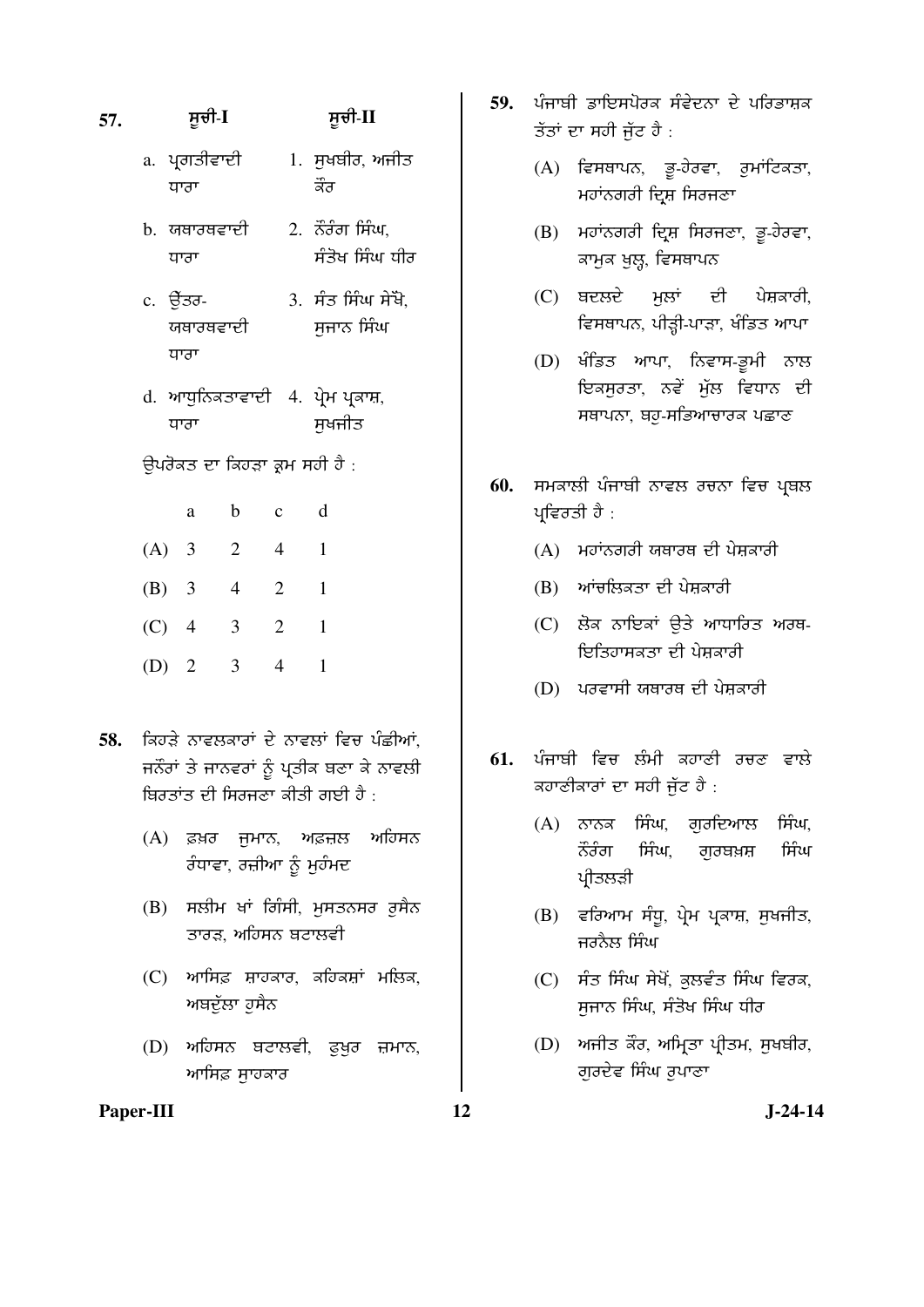57. | ਸੂਚੀ-I | ਸੂਚੀ-II |
|---|---|
| a. ਪ੍ਰਗਤੀਵਾਦੀ ਧਾਰਾ | 1. ਸੁਖਬੀਰ, ਅਜੀਤ ਕੌਰ |
| b. ਯਥਾਰਥਵਾਦੀ ਧਾਰਾ | 2. ਨੌਰੰਗ ਸਿੰਘ, ਸੰਤੋਖ ਸਿੰਘ ਧੀਰ |
| c. ਉੱਤਰ-ਯਥਾਰਥਵਾਦੀ ਧਾਰਾ | 3. ਸੰਤ ਸਿੰਘ ਸੇਖੋਂ, ਸੁਜਾਨ ਸਿੰਘ |
| d. ਆਧੁਨਿਕਤਾਵਾਦੀ ਧਾਰਾ | 4. ਪ੍ਰੇਮ ਪ੍ਰਕਾਸ਼, ਸੁਖਜੀਤ |

ਉਪਰੋਕਤ ਦਾ ਕਿਹੜਾ ਕ੍ਰਮ ਸਹੀ ਹੈ :

| | a | b | c | d |
|---|---|---|---|---|
| (A) | 3 | 2 | 4 | 1 |
| (B) | 3 | 4 | 2 | 1 |
| (C) | 4 | 3 | 2 | 1 |
| (D) | 2 | 3 | 4 | 1 |

58. ਕਿਹੜੇ ਨਾਵਲਕਾਰਾਂ ਦੇ ਨਾਵਲਾਂ ਵਿਚ ਪੰਛੀਆਂ, ਜਨੌਰਾਂ ਤੇ ਜਾਨਵਰਾਂ ਨੂੰ ਪ੍ਰਤੀਕ ਬਣਾ ਕੇ ਨਾਵਲੀ ਬਿਰਤਾਂਤ ਦੀ ਸਿਰਜਣਾ ਕੀਤੀ ਗਈ ਹੈ :

(A) ਫ਼ਖ਼ਰ ਜ਼ੁਮਾਨ, ਅਫ਼ਜ਼ਲ ਅਹਿਸਨ ਰੰਧਾਵਾ, ਰਜ਼ੀਆ ਨੂੰ ਮੁਹੰਮਦ

(B) ਸਲੀਮ ਖਾਂ ਗਿੰਮੀ, ਮੁਸਤਨਸਰ ਹੁਸੈਨ ਤਾਰੜ, ਅਹਿਸਨ ਬਟਾਲਵੀ

(C) ਆਸਿਫ਼ ਸ਼ਾਹਕਾਰ, ਕਹਿਕਸ਼ਾਂ ਮਲਿਕ, ਅਬਦੁੱਲਾ ਹੁਸੈਨ

(D) ਅਹਿਸਨ ਬਟਾਲਵੀ, ਫੁਖ਼ਰ ਜ਼ਮਾਨ, ਆਸਿਫ਼ ਸ਼ਾਹਕਾਰ

59. ਪੰਜਾਬੀ ਡਾਇਸਪੋਰਕ ਸੰਵੇਦਨਾ ਦੇ ਪਰਿਭਾਸ਼ਕ ਤੱਤਾਂ ਦਾ ਸਹੀ ਜੁੱਟ ਹੈ :

(A) ਵਿਸਥਾਪਨ, ਭੂ-ਹੇਰਵਾ, ਰੁਮਾਂਟਿਕਤਾ, ਮਹਾਂਨਗਰੀ ਦ੍ਰਿਸ਼ ਸਿਰਜਣਾ

(B) ਮਹਾਂਨਗਰੀ ਦ੍ਰਿਸ਼ ਸਿਰਜਣਾ, ਭੂ-ਹੇਰਵਾ, ਕਾਮੁਕ ਖੁਲ੍ਹ, ਵਿਸਥਾਪਨ

(C) ਬਦਲਦੇ ਮੁਲਾਂ ਦੀ ਪੇਸ਼ਕਾਰੀ, ਵਿਸਥਾਪਨ, ਪੀੜ੍ਹੀ-ਪਾੜਾ, ਖੰਡਿਤ ਆਪਾ

(D) ਖੰਡਿਤ ਆਪਾ, ਨਿਵਾਸ-ਭੂਮੀ ਨਾਲ ਇਕਸੁਰਤਾ, ਨਵੇਂ ਮੁੱਲ ਵਿਧਾਨ ਦੀ ਸਥਾਪਨਾ, ਬਹੁ-ਸਭਿਆਚਾਰਕ ਪਛਾਣ

60. ਸਮਕਾਲੀ ਪੰਜਾਬੀ ਨਾਵਲ ਰਚਨਾ ਵਿਚ ਪ੍ਰਬਲ ਪ੍ਰਵਿਰਤੀ ਹੈ :

(A) ਮਹਾਂਨਗਰੀ ਯਥਾਰਥ ਦੀ ਪੇਸ਼ਕਾਰੀ

(B) ਆਂਚਲਿਕਤਾ ਦੀ ਪੇਸ਼ਕਾਰੀ

(C) ਲੋਕ ਨਾਇਕਾਂ ਉਤੇ ਆਧਾਰਿਤ ਅਰਥ-ਇਤਿਹਾਸਕਤਾ ਦੀ ਪੇਸ਼ਕਾਰੀ

(D) ਪਰਵਾਸੀ ਯਥਾਰਥ ਦੀ ਪੇਸ਼ਕਾਰੀ

61. ਪੰਜਾਬੀ ਵਿਚ ਲੰਮੀ ਕਹਾਣੀ ਰਚਣ ਵਾਲੇ ਕਹਾਣੀਕਾਰਾਂ ਦਾ ਸਹੀ ਜੁੱਟ ਹੈ :

(A) ਨਾਨਕ ਸਿੰਘ, ਗੁਰਦਿਆਲ ਸਿੰਘ, ਨੌਰੰਗ ਸਿੰਘ, ਗੁਰਬਖ਼ਸ਼ ਸਿੰਘ ਪ੍ਰੀਤਲੜੀ

(B) ਵਰਿਆਮ ਸੰਧੂ, ਪ੍ਰੇਮ ਪ੍ਰਕਾਸ਼, ਸੁਖਜੀਤ, ਜਰਨੈਲ ਸਿੰਘ

(C) ਸੰਤ ਸਿੰਘ ਸੇਖੋਂ, ਕੁਲਵੰਤ ਸਿੰਘ ਵਿਰਕ, ਸੁਜਾਨ ਸਿੰਘ, ਸੰਤੋਖ ਸਿੰਘ ਧੀਰ

(D) ਅਜੀਤ ਕੌਰ, ਅਮ੍ਰਿਤਾ ਪ੍ਰੀਤਮ, ਸੁਖਬੀਰ, ਗੁਰਦੇਵ ਸਿੰਘ ਰੁਪਾਣਾ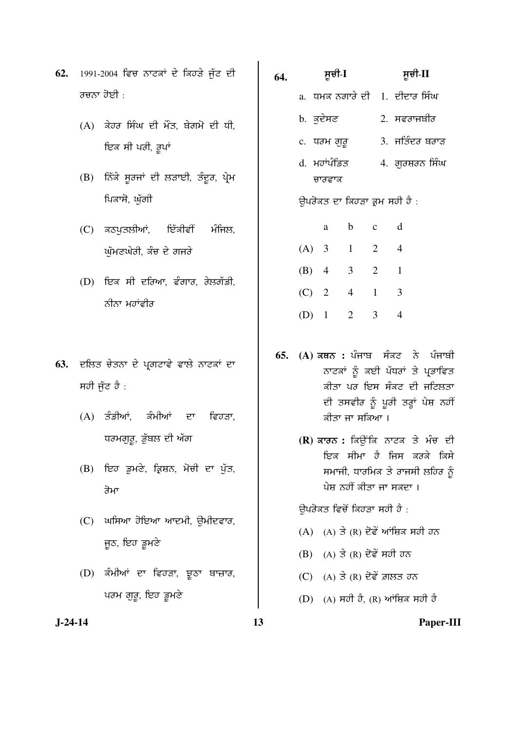62. 1991-2004 ਵਿਚ ਨਾਟਕਾਂ ਦੇ ਕਿਹੜੇ ਜੁੱਟ ਦੀ ਰਚਨਾ ਹੋਈ :

(A) ਕੇਹਰ ਸਿੰਘ ਦੀ ਮੌਤ, ਬੇਗਮੋ ਦੀ ਧੀ, ਇਕ ਸੀ ਪਰੀ, ਰੂਪਾਂ

(B) ਨਿੱਕੇ ਸੂਰਜਾਂ ਦੀ ਲੜਾਈ, ਤੰਦੂਰ, ਪ੍ਰੇਮ ਪਿਕਾਸੋ, ਘੁੱਗੀ

(C) ਕਠਪੁਤਲੀਆਂ, ਇੱਕੀਵੀਂ ਮੰਜ਼ਿਲ, ਘੁੱਮਣਘੇਰੀ, ਕੱਚ ਦੇ ਗਜਰੇ

(D) ਇਕ ਸੀ ਦਰਿਆ, ਵੰਗਾਰ, ਰੇਲਗੱਡੀ, ਨੀਨਾ ਮਹਾਂਵੀਰ

63. ਦਲਿਤ ਚੇਤਨਾ ਦੇ ਪ੍ਰਗਟਾਵੇ ਵਾਲੇ ਨਾਟਕਾਂ ਦਾ ਸਹੀ ਜੁੱਟ ਹੈ :

(A) ਤੰਡੀਆਂ, ਕੰਮੀਆਂ ਦਾ ਵਿਹੜਾ, ਧਰਮਗੁਰੂ, ਭੁੱਬਲ ਦੀ ਅੱਗ

(B) ਇਹ ਡੂਮਣੇ, ਕ੍ਰਿਸ਼ਨ, ਮੋਚੀ ਦਾ ਪੁੱਤ, ਰੋਮਾ

(C) ਘਸਿਆ ਹੋਇਆ ਆਦਮੀ, ਉਮੀਦਵਾਰ, ਜੂਠ, ਇਹ ਡੂਮਣੇ

(D) ਕੰਮੀਆਂ ਦਾ ਵਿਹੜਾ, ਝੂਠਾ ਬਾਜ਼ਾਰ, ਪਰਮ ਗੁਰੂ, ਇਹ ਡੂਮਣੇ

64.

| ਸੂਚੀ-I | ਸੂਚੀ-II |
|---|---|
| a. ਧਮਕ ਨਗਾਰੇ ਦੀ | 1. ਦੀਦਾਰ ਸਿੰਘ |
| b. ਕੁਦੇਸਣ | 2. ਸਵਰਾਜਬੀਰ |
| c. ਧਰਮ ਗੁਰੂ | 3. ਜਤਿੰਦਰ ਬਰਾੜ |
| d. ਮਹਾਂਪੰਡਿਤ ਚਾਰਵਾਕ | 4. ਗੁਰਸ਼ਰਨ ਸਿੰਘ |

ਉਪਰੋਕਤ ਦਾ ਕਿਹੜਾ ਕ੍ਰਮ ਸਹੀ ਹੈ :

| | a | b | c | d |
|---|---|---|---|---|
| (A) | 3 | 1 | 2 | 4 |
| (B) | 4 | 3 | 2 | 1 |
| (C) | 2 | 4 | 1 | 3 |
| (D) | 1 | 2 | 3 | 4 |

65. **(A) ਕਥਨ :** ਪੰਜਾਬ ਸੰਕਟ ਨੇ ਪੰਜਾਬੀ ਨਾਟਕਾਂ ਨੂੰ ਕਈ ਪੱਧਰਾਂ ਤੇ ਪ੍ਰਭਾਵਿਤ ਕੀਤਾ ਪਰ ਇਸ ਸੰਕਟ ਦੀ ਜਟਿਲਤਾ ਦੀ ਤਸਵੀਰ ਨੂੰ ਪੂਰੀ ਤਰ੍ਹਾਂ ਪੇਸ਼ ਨਹੀਂ ਕੀਤਾ ਜਾ ਸਕਿਆ ।

**(R) ਕਾਰਨ :** ਕਿਉਂਕਿ ਨਾਟਕ ਤੇ ਮੰਚ ਦੀ ਇਕ ਸੀਮਾ ਹੈ ਜਿਸ ਕਰਕੇ ਕਿਸੇ ਸਮਾਜੀ, ਧਾਰਮਿਕ ਤੇ ਰਾਜਸੀ ਲਹਿਰ ਨੂੰ ਪੇਸ਼ ਨਹੀਂ ਕੀਤਾ ਜਾ ਸਕਦਾ ।

ਉਪਰੋਕਤ ਵਿਚੋਂ ਕਿਹੜਾ ਸਹੀ ਹੈ :

(A) (A) ਤੇ (R) ਦੋਵੇਂ ਆਂਸ਼ਿਕ ਸਹੀ ਹਨ

(B) (A) ਤੇ (R) ਦੋਵੇਂ ਸਹੀ ਹਨ

(C) (A) ਤੇ (R) ਦੋਵੇਂ ਗ਼ਲਤ ਹਨ

(D) (A) ਸਹੀ ਹੈ, (R) ਆਂਸ਼ਿਕ ਸਹੀ ਹੈ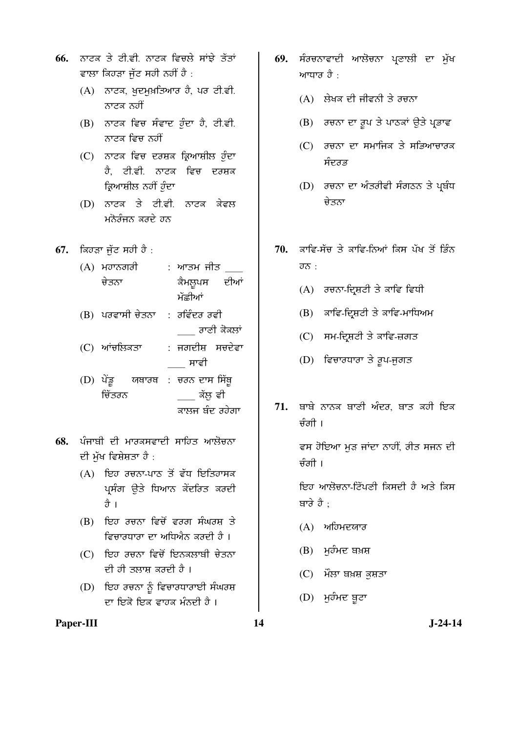66. ਨਾਟਕ ਤੇ ਟੀ.ਵੀ. ਨਾਟਕ ਵਿਚਲੇ ਸਾਂਝੇ ਤੱਤਾਂ ਵਾਲਾ ਕਿਹੜਾ ਜੁੱਟ ਸਹੀ ਨਹੀਂ ਹੈ :

(A) ਨਾਟਕ, ਖੁਦਮੁਖ਼ਤਿਆਰ ਹੈ, ਪਰ ਟੀ.ਵੀ. ਨਾਟਕ ਨਹੀਂ

(B) ਨਾਟਕ ਵਿਚ ਸੰਵਾਦ ਹੁੰਦਾ ਹੈ, ਟੀ.ਵੀ. ਨਾਟਕ ਵਿਚ ਨਹੀਂ

(C) ਨਾਟਕ ਵਿਚ ਦਰਸ਼ਕ ਕ੍ਰਿਆਸ਼ੀਲ ਹੁੰਦਾ ਹੈ, ਟੀ.ਵੀ. ਨਾਟਕ ਵਿਚ ਦਰਸ਼ਕ ਕ੍ਰਿਆਸ਼ੀਲ ਨਹੀਂ ਹੁੰਦਾ

(D) ਨਾਟਕ ਤੇ ਟੀ.ਵੀ. ਨਾਟਕ ਕੇਵਲ ਮਨੋਰੰਜਨ ਕਰਦੇ ਹਨ

67. ਕਿਹੜਾ ਜੁੱਟ ਸਹੀ ਹੈ :

(A) ਮਹਾਨਗਰੀ ਚੇਤਨਾ : ਆਤਮ ਜੀਤ ___ ਕੈਮਲੂਪਸ ਦੀਆਂ ਮੱਛੀਆਂ

(B) ਪਰਵਾਸੀ ਚੇਤਨਾ : ਰਵਿੰਦਰ ਰਵੀ ___ ਰਾਣੀ ਕੋਕਲਾਂ

(C) ਆਂਚਲਿਕਤਾ : ਜਗਦੀਸ਼ ਸਚਦੇਵਾ ___ ਸਾਵੀ

(D) ਪੇਂਡੂ ਯਥਾਰਥ ਚਿੱਤਰਨ : ਚਰਨ ਦਾਸ ਸਿੱਧੂ ___ ਕੱਲ੍ਹ ਵੀ ਕਾਲਜ ਬੰਦ ਰਹੇਗਾ

68. ਪੰਜਾਬੀ ਦੀ ਮਾਰਕਸਵਾਦੀ ਸਾਹਿਤ ਆਲੋਚਨਾ ਦੀ ਮੁੱਖ ਵਿਸ਼ੇਸ਼ਤਾ ਹੈ :

(A) ਇਹ ਰਚਨਾ-ਪਾਠ ਤੋਂ ਵੱਧ ਇਤਿਹਾਸਕ ਪ੍ਰਸੰਗ ਉਤੇ ਧਿਆਨ ਕੇਂਦਰਿਤ ਕਰਦੀ ਹੈ ।

(B) ਇਹ ਰਚਨਾ ਵਿਚੋਂ ਵਰਗ ਸੰਘਰਸ਼ ਤੇ ਵਿਚਾਰਧਾਰਾ ਦਾ ਅਧਿਐਨ ਕਰਦੀ ਹੈ ।

(C) ਇਹ ਰਚਨਾ ਵਿਚੋਂ ਇਨਕਲਾਬੀ ਚੇਤਨਾ ਦੀ ਹੀ ਤਲਾਸ਼ ਕਰਦੀ ਹੈ ।

(D) ਇਹ ਰਚਨਾ ਨੂੰ ਵਿਚਾਰਧਾਰਾਈ ਸੰਘਰਸ਼ ਦਾ ਇਕੋ ਇਕ ਵਾਹਕ ਮੰਨਦੀ ਹੈ ।

69. ਸੰਰਚਨਾਵਾਦੀ ਆਲੋਚਨਾ ਪ੍ਰਣਾਲੀ ਦਾ ਮੁੱਖ ਆਧਾਰ ਹੈ :

(A) ਲੇਖਕ ਦੀ ਜੀਵਨੀ ਤੇ ਰਚਨਾ

(B) ਰਚਨਾ ਦਾ ਰੂਪ ਤੇ ਪਾਠਕਾਂ ਉਤੇ ਪ੍ਰਭਾਵ

(C) ਰਚਨਾ ਦਾ ਸਮਾਜਿਕ ਤੇ ਸਭਿਆਚਾਰਕ ਸੰਦਰਭ

(D) ਰਚਨਾ ਦਾ ਅੰਤਰੀਵੀ ਸੰਗਠਨ ਤੇ ਪ੍ਰਬੰਧ ਚੇਤਨਾ

70. ਕਾਵਿ-ਸੱਚ ਤੇ ਕਾਵਿ-ਨਿਆਂ ਕਿਸ ਪੱਖ ਤੋਂ ਭਿੰਨ ਹਨ :

(A) ਰਚਨਾ-ਦ੍ਰਿਸ਼ਟੀ ਤੇ ਕਾਵਿ ਵਿਧੀ

(B) ਕਾਵਿ-ਦ੍ਰਿਸ਼ਟੀ ਤੇ ਕਾਵਿ-ਮਾਧਿਅਮ

(C) ਸਮ-ਦ੍ਰਿਸ਼ਟੀ ਤੇ ਕਾਵਿ-ਜੁਗਤ

(D) ਵਿਚਾਰਧਾਰਾ ਤੇ ਰੂਪ-ਜੁਗਤ

71. ਬਾਬੇ ਨਾਨਕ ਬਾਣੀ ਅੰਦਰ, ਬਾਤ ਕਹੀ ਇਕ ਚੰਗੀ ।

ਵਸ ਹੋਇਆ ਮੁੜ ਜਾਂਦਾ ਨਾਹੀਂ, ਰੀਤ ਸਜਨ ਦੀ ਚੰਗੀ ।

ਇਹ ਆਲੋਚਨਾ-ਟਿੱਪਣੀ ਕਿਸਦੀ ਹੈ ਅਤੇ ਕਿਸ ਬਾਰੇ ਹੈ ;

(A) ਅਹਿਮਦਯਾਰ

(B) ਮੁਹੰਮਦ ਬਖ਼ਸ਼

(C) ਮੌਲਾ ਬਖ਼ਸ਼ ਕੁਸ਼ਤਾ

(D) ਮੁਹੰਮਦ ਬੂਟਾ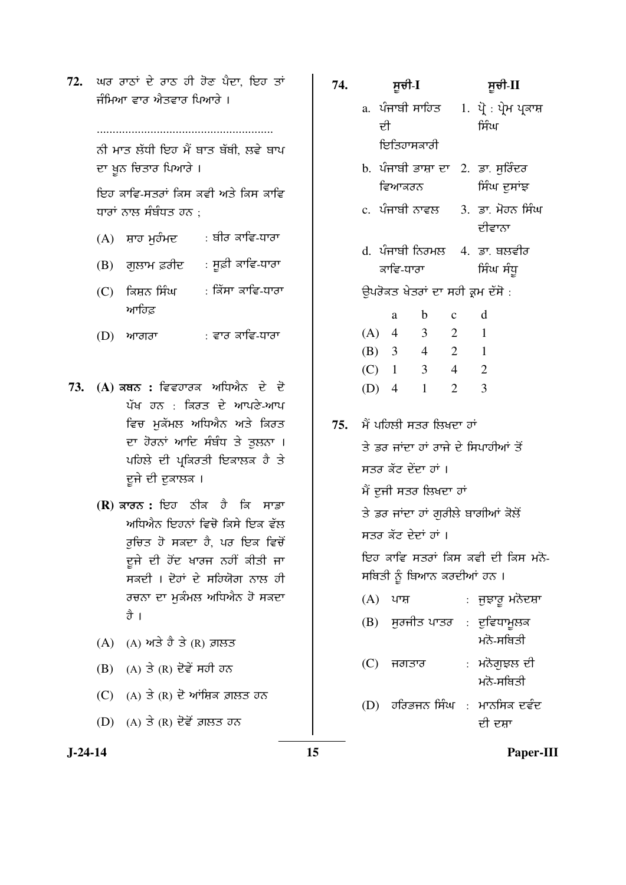72. ਘਰ ਰਾਣਾਂ ਦੇ ਰਾਣ ਹੀ ਹੋਣ ਪੈਦਾ, ਇਹ ਤਾਂ ਜੰਮਿਆ ਵਾਰ ਐਤਵਾਰ ਪਿਆਰੇ ।

.......................................................

ਨੀ ਮਾਤ ਲੱਧੀ ਇਹ ਮੈਂ ਬਾਤ ਬੱਥੀ, ਲਵੇ ਬਾਪ ਦਾ ਖੂਨ ਚਿਤਾਰ ਪਿਆਰੇ ।

ਇਹ ਕਾਵਿ-ਸਤਰਾਂ ਕਿਸ ਕਵੀ ਅਤੇ ਕਿਸ ਕਾਵਿ ਧਾਰਾਂ ਨਾਲ ਸੰਬੰਧਤ ਹਨ ;

(A) ਸ਼ਾਹ ਮੁਹੰਮਦ : ਬੀਰ ਕਾਵਿ-ਧਾਰਾ

(B) ਗੁਲਾਮ ਫ਼ਰੀਦ : ਸੂਫ਼ੀ ਕਾਵਿ-ਧਾਰਾ

(C) ਕਿਸ਼ਨ ਸਿੰਘ ਆਰਿਫ਼ : ਕਿੱਸਾ ਕਾਵਿ-ਧਾਰਾ

(D) ਆਗਰਾ : ਵਾਰ ਕਾਵਿ-ਧਾਰਾ

73. **(A) ਕਥਨ :** ਵਿਵਹਾਰਕ ਅਧਿਐਨ ਦੇ ਦੋ ਪੱਖ ਹਨ : ਕਿਰਤ ਦੇ ਆਪਣੇ-ਆਪ ਵਿਚ ਮੁਕੰਮਲ ਅਧਿਐਨ ਅਤੇ ਕਿਰਤ ਦਾ ਹੋਰਨਾਂ ਆਦਿ ਸੰਬੰਧ ਤੇ ਤੁਲਨਾ । ਪਹਿਲੇ ਦੀ ਪ੍ਰਕਿਰਤੀ ਇਕਾਲਕ ਹੈ ਤੇ ਦੂਜੇ ਦੀ ਦੁਕਾਲਕ ।

**(R) ਕਾਰਨ :** ਇਹ ਠੀਕ ਹੈ ਕਿ ਸਾਡਾ ਅਧਿਐਨ ਇਹਨਾਂ ਵਿਚੋ ਕਿਸੇ ਇਕ ਵੱਲ ਰੁਚਿਤ ਹੋ ਸਕਦਾ ਹੈ, ਪਰ ਇਕ ਵਿਚੋਂ ਦੂਜੇ ਦੀ ਹੋਂਦ ਖਾਰਜ ਨਹੀਂ ਕੀਤੀ ਜਾ ਸਕਦੀ । ਦੋਹਾਂ ਦੇ ਸਹਿਯੋਗ ਨਾਲ ਹੀ ਰਚਨਾ ਦਾ ਮੁਕੰਮਲ ਅਧਿਐਨ ਹੋ ਸਕਦਾ ਹੈ ।

(A) (A) ਅਤੇ ਹੈ ਤੇ (R) ਗ਼ਲਤ

(B) (A) ਤੇ (R) ਦੋਵੇਂ ਸਹੀ ਹਨ

(C) (A) ਤੇ (R) ਦੋ ਆਂਸ਼ਿਕ ਗ਼ਲਤ ਹਨ

(D) (A) ਤੇ (R) ਦੋਵੇਂ ਗ਼ਲਤ ਹਨ

74.

| ਸੂਚੀ-I | ਸੂਚੀ-II |
|---|---|
| a. ਪੰਜਾਬੀ ਸਾਹਿਤ ਦੀ ਇਤਿਹਾਸਕਾਰੀ | 1. ਪ੍ਰੋ : ਪ੍ਰੇਮ ਪ੍ਰਕਾਸ਼ ਸਿੰਘ |
| b. ਪੰਜਾਬੀ ਭਾਸ਼ਾ ਦਾ ਵਿਆਕਰਨ | 2. ਡਾ. ਸੁਰਿੰਦਰ ਸਿੰਘ ਦੁਸਾਂਝ |
| c. ਪੰਜਾਬੀ ਨਾਵਲ | 3. ਡਾ. ਮੋਹਨ ਸਿੰਘ ਦੀਵਾਨਾ |
| d. ਪੰਜਾਬੀ ਨਿਰਮਲ ਕਾਵਿ-ਧਾਰਾ | 4. ਡਾ. ਬਲਵੀਰ ਸਿੰਘ ਸੰਧੂ |

ਉਪਰੋਕਤ ਖੇਤਰਾਂ ਦਾ ਸਹੀ ਕ੍ਰਮ ਦੱਸੋ :

| | a | b | c | d |
|---|---|---|---|---|
| (A) | 4 | 3 | 2 | 1 |
| (B) | 3 | 4 | 2 | 1 |
| (C) | 1 | 3 | 4 | 2 |
| (D) | 4 | 1 | 2 | 3 |

75. ਮੈਂ ਪਹਿਲੀ ਸਤਰ ਲਿਖਦਾ ਹਾਂ

ਤੇ ਡਰ ਜਾਂਦਾ ਹਾਂ ਰਾਜੇ ਦੇ ਸਿਪਾਹੀਆਂ ਤੋਂ

ਸਤਰ ਕੱਟ ਦੇਂਦਾ ਹਾਂ ।

ਮੈਂ ਦੂਜੀ ਸਤਰ ਲਿਖਦਾ ਹਾਂ

ਤੇ ਡਰ ਜਾਂਦਾ ਹਾਂ ਗੁਰੀਲੇ ਬਾਗੀਆਂ ਕੋਲੋਂ

ਸਤਰ ਕੱਟ ਦੇਂਦਾਂ ਹਾਂ ।

ਇਹ ਕਾਵਿ ਸਤਰਾਂ ਕਿਸ ਕਵੀ ਦੀ ਕਿਸ ਮਨੋ-ਸਥਿਤੀ ਨੂੰ ਬਿਆਨ ਕਰਦੀਆਂ ਹਨ ।

(A) ਪਾਸ਼ : ਜੁਝਾਰੂ ਮਨੋਦਸ਼ਾ

(B) ਸੁਰਜੀਤ ਪਾਤਰ : ਦੁਵਿਧਾਮੂਲਕ ਮਨੋ-ਸਥਿਤੀ

(C) ਜਗਤਾਰ : ਮਨੋਗੁਝਲ ਦੀ ਮਨੋ-ਸਥਿਤੀ

(D) ਹਰਿਭਜਨ ਸਿੰਘ : ਮਾਨਸਿਕ ਦਵੰਦ ਦੀ ਦਸ਼ਾ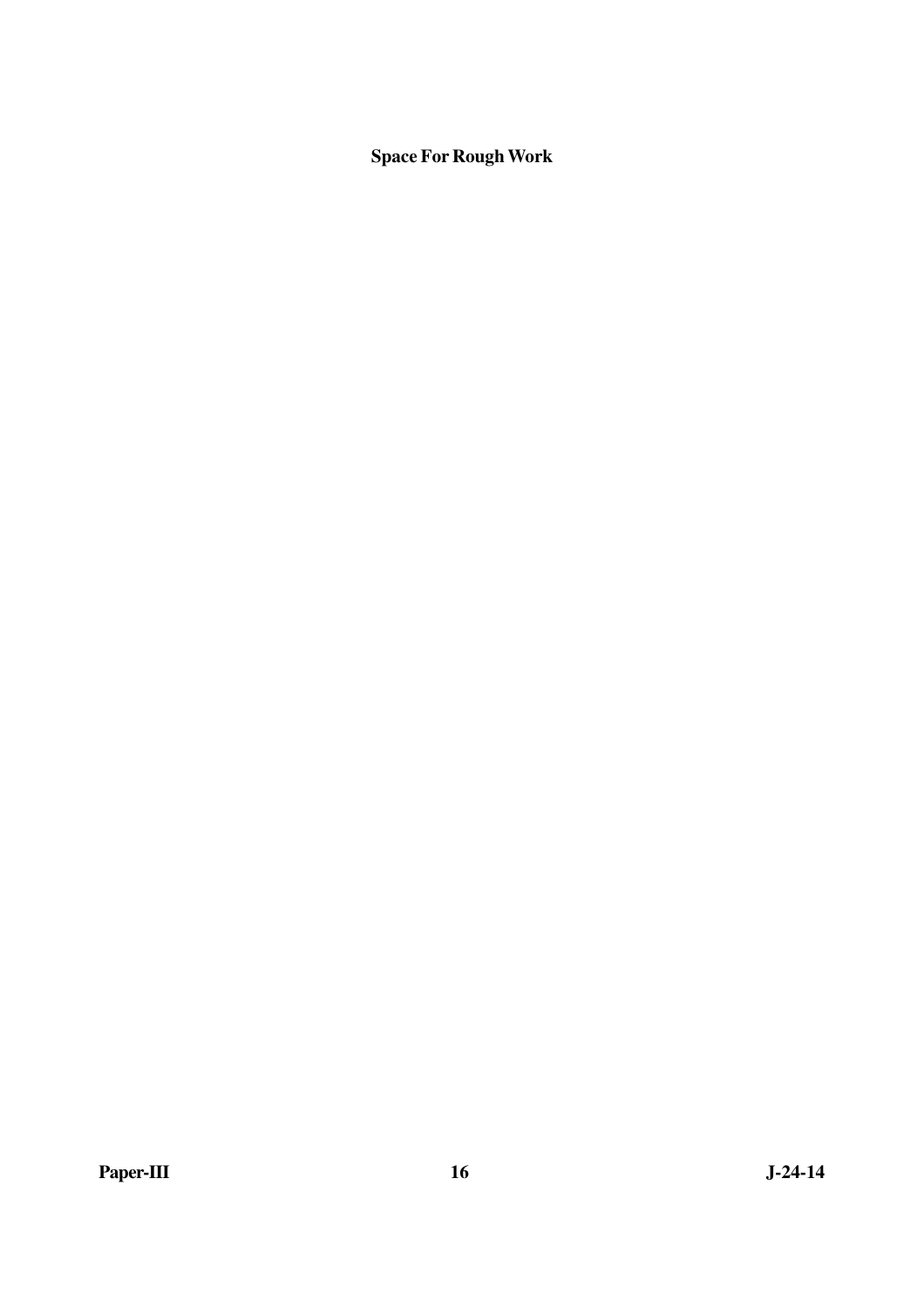**Space For Rough Work**